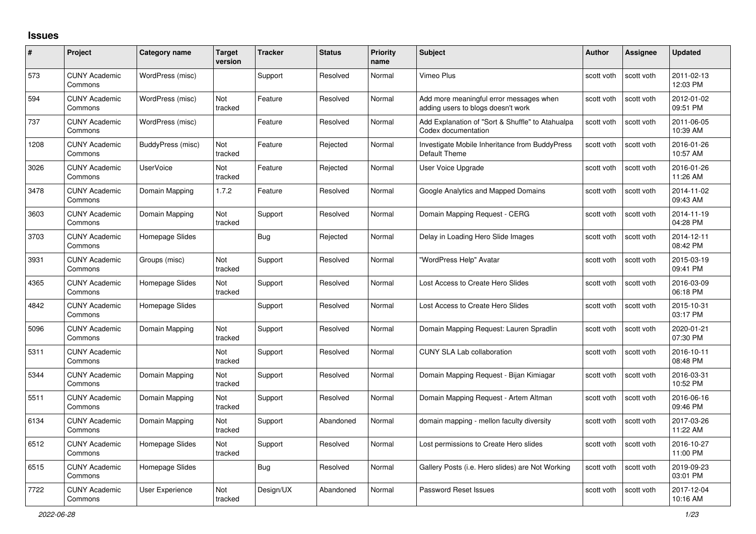# Issues

| # | Project | Category name | Target version | Tracker | Status | Priority name | Subject | Author | Assignee | Updated |
|---|---|---|---|---|---|---|---|---|---|---|
| 573 | CUNY Academic Commons | WordPress (misc) | | Support | Resolved | Normal | Vimeo Plus | scott voth | scott voth | 2011-02-13 12:03 PM |
| 594 | CUNY Academic Commons | WordPress (misc) | Not tracked | Feature | Resolved | Normal | Add more meaningful error messages when adding users to blogs doesn't work | scott voth | scott voth | 2012-01-02 09:51 PM |
| 737 | CUNY Academic Commons | WordPress (misc) | | Feature | Resolved | Normal | Add Explanation of "Sort & Shuffle" to Atahualpa Codex documentation | scott voth | scott voth | 2011-06-05 10:39 AM |
| 1208 | CUNY Academic Commons | BuddyPress (misc) | Not tracked | Feature | Rejected | Normal | Investigate Mobile Inheritance from BuddyPress Default Theme | scott voth | scott voth | 2016-01-26 10:57 AM |
| 3026 | CUNY Academic Commons | UserVoice | Not tracked | Feature | Rejected | Normal | User Voice Upgrade | scott voth | scott voth | 2016-01-26 11:26 AM |
| 3478 | CUNY Academic Commons | Domain Mapping | 1.7.2 | Feature | Resolved | Normal | Google Analytics and Mapped Domains | scott voth | scott voth | 2014-11-02 09:43 AM |
| 3603 | CUNY Academic Commons | Domain Mapping | Not tracked | Support | Resolved | Normal | Domain Mapping Request - CERG | scott voth | scott voth | 2014-11-19 04:28 PM |
| 3703 | CUNY Academic Commons | Homepage Slides | | Bug | Rejected | Normal | Delay in Loading Hero Slide Images | scott voth | scott voth | 2014-12-11 08:42 PM |
| 3931 | CUNY Academic Commons | Groups (misc) | Not tracked | Support | Resolved | Normal | "WordPress Help" Avatar | scott voth | scott voth | 2015-03-19 09:41 PM |
| 4365 | CUNY Academic Commons | Homepage Slides | Not tracked | Support | Resolved | Normal | Lost Access to Create Hero Slides | scott voth | scott voth | 2016-03-09 06:18 PM |
| 4842 | CUNY Academic Commons | Homepage Slides | | Support | Resolved | Normal | Lost Access to Create Hero Slides | scott voth | scott voth | 2015-10-31 03:17 PM |
| 5096 | CUNY Academic Commons | Domain Mapping | Not tracked | Support | Resolved | Normal | Domain Mapping Request: Lauren Spradlin | scott voth | scott voth | 2020-01-21 07:30 PM |
| 5311 | CUNY Academic Commons | | Not tracked | Support | Resolved | Normal | CUNY SLA Lab collaboration | scott voth | scott voth | 2016-10-11 08:48 PM |
| 5344 | CUNY Academic Commons | Domain Mapping | Not tracked | Support | Resolved | Normal | Domain Mapping Request - Bijan Kimiagar | scott voth | scott voth | 2016-03-31 10:52 PM |
| 5511 | CUNY Academic Commons | Domain Mapping | Not tracked | Support | Resolved | Normal | Domain Mapping Request - Artem Altman | scott voth | scott voth | 2016-06-16 09:46 PM |
| 6134 | CUNY Academic Commons | Domain Mapping | Not tracked | Support | Abandoned | Normal | domain mapping - mellon faculty diversity | scott voth | scott voth | 2017-03-26 11:22 AM |
| 6512 | CUNY Academic Commons | Homepage Slides | Not tracked | Support | Resolved | Normal | Lost permissions to Create Hero slides | scott voth | scott voth | 2016-10-27 11:00 PM |
| 6515 | CUNY Academic Commons | Homepage Slides | | Bug | Resolved | Normal | Gallery Posts (i.e. Hero slides) are Not Working | scott voth | scott voth | 2019-09-23 03:01 PM |
| 7722 | CUNY Academic Commons | User Experience | Not tracked | Design/UX | Abandoned | Normal | Password Reset Issues | scott voth | scott voth | 2017-12-04 10:16 AM |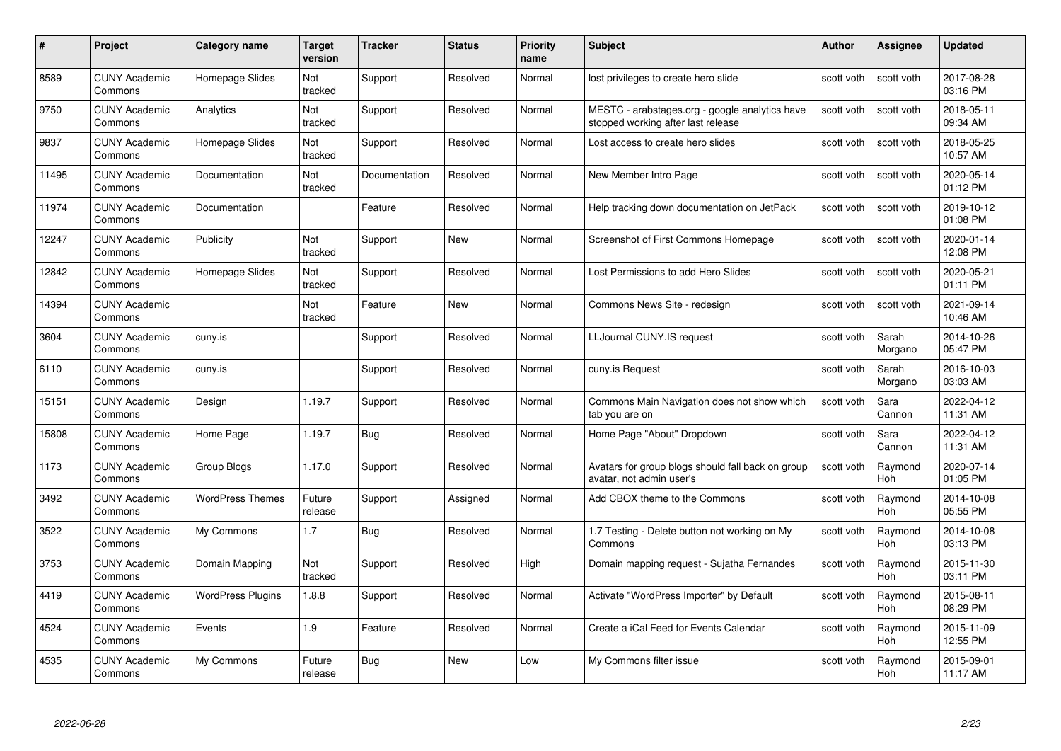| # | Project | Category name | Target version | Tracker | Status | Priority name | Subject | Author | Assignee | Updated |
|---|---|---|---|---|---|---|---|---|---|---|
| 8589 | CUNY Academic Commons | Homepage Slides | Not tracked | Support | Resolved | Normal | lost privileges to create hero slide | scott voth | scott voth | 2017-08-28 03:16 PM |
| 9750 | CUNY Academic Commons | Analytics | Not tracked | Support | Resolved | Normal | MESTC - arabstages.org - google analytics have stopped working after last release | scott voth | scott voth | 2018-05-11 09:34 AM |
| 9837 | CUNY Academic Commons | Homepage Slides | Not tracked | Support | Resolved | Normal | Lost access to create hero slides | scott voth | scott voth | 2018-05-25 10:57 AM |
| 11495 | CUNY Academic Commons | Documentation | Not tracked | Documentation | Resolved | Normal | New Member Intro Page | scott voth | scott voth | 2020-05-14 01:12 PM |
| 11974 | CUNY Academic Commons | Documentation | | Feature | Resolved | Normal | Help tracking down documentation on JetPack | scott voth | scott voth | 2019-10-12 01:08 PM |
| 12247 | CUNY Academic Commons | Publicity | Not tracked | Support | New | Normal | Screenshot of First Commons Homepage | scott voth | scott voth | 2020-01-14 12:08 PM |
| 12842 | CUNY Academic Commons | Homepage Slides | Not tracked | Support | Resolved | Normal | Lost Permissions to add Hero Slides | scott voth | scott voth | 2020-05-21 01:11 PM |
| 14394 | CUNY Academic Commons | | Not tracked | Feature | New | Normal | Commons News Site - redesign | scott voth | scott voth | 2021-09-14 10:46 AM |
| 3604 | CUNY Academic Commons | cuny.is | | Support | Resolved | Normal | LLJournal CUNY.IS request | scott voth | Sarah Morgano | 2014-10-26 05:47 PM |
| 6110 | CUNY Academic Commons | cuny.is | | Support | Resolved | Normal | cuny.is Request | scott voth | Sarah Morgano | 2016-10-03 03:03 AM |
| 15151 | CUNY Academic Commons | Design | 1.19.7 | Support | Resolved | Normal | Commons Main Navigation does not show which tab you are on | scott voth | Sara Cannon | 2022-04-12 11:31 AM |
| 15808 | CUNY Academic Commons | Home Page | 1.19.7 | Bug | Resolved | Normal | Home Page "About" Dropdown | scott voth | Sara Cannon | 2022-04-12 11:31 AM |
| 1173 | CUNY Academic Commons | Group Blogs | 1.17.0 | Support | Resolved | Normal | Avatars for group blogs should fall back on group avatar, not admin user's | scott voth | Raymond Hoh | 2020-07-14 01:05 PM |
| 3492 | CUNY Academic Commons | WordPress Themes | Future release | Support | Assigned | Normal | Add CBOX theme to the Commons | scott voth | Raymond Hoh | 2014-10-08 05:55 PM |
| 3522 | CUNY Academic Commons | My Commons | 1.7 | Bug | Resolved | Normal | 1.7 Testing - Delete button not working on My Commons | scott voth | Raymond Hoh | 2014-10-08 03:13 PM |
| 3753 | CUNY Academic Commons | Domain Mapping | Not tracked | Support | Resolved | High | Domain mapping request - Sujatha Fernandes | scott voth | Raymond Hoh | 2015-11-30 03:11 PM |
| 4419 | CUNY Academic Commons | WordPress Plugins | 1.8.8 | Support | Resolved | Normal | Activate "WordPress Importer" by Default | scott voth | Raymond Hoh | 2015-08-11 08:29 PM |
| 4524 | CUNY Academic Commons | Events | 1.9 | Feature | Resolved | Normal | Create a iCal Feed for Events Calendar | scott voth | Raymond Hoh | 2015-11-09 12:55 PM |
| 4535 | CUNY Academic Commons | My Commons | Future release | Bug | New | Low | My Commons filter issue | scott voth | Raymond Hoh | 2015-09-01 11:17 AM |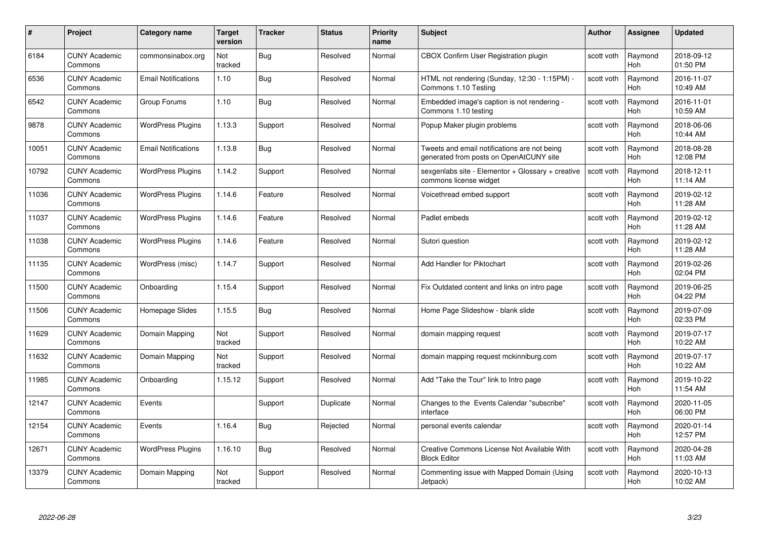| # | Project | Category name | Target version | Tracker | Status | Priority name | Subject | Author | Assignee | Updated |
|---|---|---|---|---|---|---|---|---|---|---|
| 6184 | CUNY Academic Commons | commonsinabox.org | Not tracked | Bug | Resolved | Normal | CBOX Confirm User Registration plugin | scott voth | Raymond Hoh | 2018-09-12 01:50 PM |
| 6536 | CUNY Academic Commons | Email Notifications | 1.10 | Bug | Resolved | Normal | HTML not rendering (Sunday, 12:30 - 1:15PM) - Commons 1.10 Testing | scott voth | Raymond Hoh | 2016-11-07 10:49 AM |
| 6542 | CUNY Academic Commons | Group Forums | 1.10 | Bug | Resolved | Normal | Embedded image's caption is not rendering - Commons 1.10 testing | scott voth | Raymond Hoh | 2016-11-01 10:59 AM |
| 9878 | CUNY Academic Commons | WordPress Plugins | 1.13.3 | Support | Resolved | Normal | Popup Maker plugin problems | scott voth | Raymond Hoh | 2018-06-06 10:44 AM |
| 10051 | CUNY Academic Commons | Email Notifications | 1.13.8 | Bug | Resolved | Normal | Tweets and email notifications are not being generated from posts on OpenAtCUNY site | scott voth | Raymond Hoh | 2018-08-28 12:08 PM |
| 10792 | CUNY Academic Commons | WordPress Plugins | 1.14.2 | Support | Resolved | Normal | sexgenlabs site - Elementor + Glossary + creative commons license widget | scott voth | Raymond Hoh | 2018-12-11 11:14 AM |
| 11036 | CUNY Academic Commons | WordPress Plugins | 1.14.6 | Feature | Resolved | Normal | Voicethread embed support | scott voth | Raymond Hoh | 2019-02-12 11:28 AM |
| 11037 | CUNY Academic Commons | WordPress Plugins | 1.14.6 | Feature | Resolved | Normal | Padlet embeds | scott voth | Raymond Hoh | 2019-02-12 11:28 AM |
| 11038 | CUNY Academic Commons | WordPress Plugins | 1.14.6 | Feature | Resolved | Normal | Sutori question | scott voth | Raymond Hoh | 2019-02-12 11:28 AM |
| 11135 | CUNY Academic Commons | WordPress (misc) | 1.14.7 | Support | Resolved | Normal | Add Handler for Piktochart | scott voth | Raymond Hoh | 2019-02-26 02:04 PM |
| 11500 | CUNY Academic Commons | Onboarding | 1.15.4 | Support | Resolved | Normal | Fix Outdated content and links on intro page | scott voth | Raymond Hoh | 2019-06-25 04:22 PM |
| 11506 | CUNY Academic Commons | Homepage Slides | 1.15.5 | Bug | Resolved | Normal | Home Page Slideshow - blank slide | scott voth | Raymond Hoh | 2019-07-09 02:33 PM |
| 11629 | CUNY Academic Commons | Domain Mapping | Not tracked | Support | Resolved | Normal | domain mapping request | scott voth | Raymond Hoh | 2019-07-17 10:22 AM |
| 11632 | CUNY Academic Commons | Domain Mapping | Not tracked | Support | Resolved | Normal | domain mapping request mckinniburg.com | scott voth | Raymond Hoh | 2019-07-17 10:22 AM |
| 11985 | CUNY Academic Commons | Onboarding | 1.15.12 | Support | Resolved | Normal | Add "Take the Tour" link to Intro page | scott voth | Raymond Hoh | 2019-10-22 11:54 AM |
| 12147 | CUNY Academic Commons | Events | | Support | Duplicate | Normal | Changes to the Events Calendar "subscribe" interface | scott voth | Raymond Hoh | 2020-11-05 06:00 PM |
| 12154 | CUNY Academic Commons | Events | 1.16.4 | Bug | Rejected | Normal | personal events calendar | scott voth | Raymond Hoh | 2020-01-14 12:57 PM |
| 12671 | CUNY Academic Commons | WordPress Plugins | 1.16.10 | Bug | Resolved | Normal | Creative Commons License Not Available With Block Editor | scott voth | Raymond Hoh | 2020-04-28 11:03 AM |
| 13379 | CUNY Academic Commons | Domain Mapping | Not tracked | Support | Resolved | Normal | Commenting issue with Mapped Domain (Using Jetpack) | scott voth | Raymond Hoh | 2020-10-13 10:02 AM |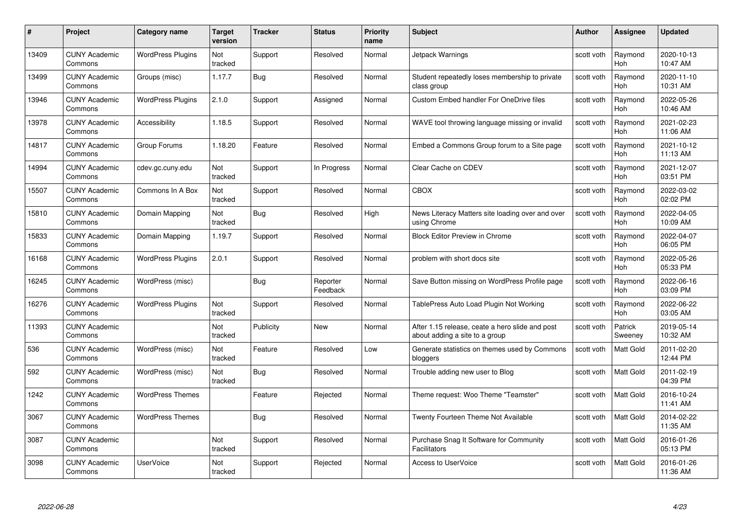| # | Project | Category name | Target version | Tracker | Status | Priority name | Subject | Author | Assignee | Updated |
|---|---|---|---|---|---|---|---|---|---|---|
| 13409 | CUNY Academic Commons | WordPress Plugins | Not tracked | Support | Resolved | Normal | Jetpack Warnings | scott voth | Raymond Hoh | 2020-10-13 10:47 AM |
| 13499 | CUNY Academic Commons | Groups (misc) | 1.17.7 | Bug | Resolved | Normal | Student repeatedly loses membership to private class group | scott voth | Raymond Hoh | 2020-11-10 10:31 AM |
| 13946 | CUNY Academic Commons | WordPress Plugins | 2.1.0 | Support | Assigned | Normal | Custom Embed handler For OneDrive files | scott voth | Raymond Hoh | 2022-05-26 10:46 AM |
| 13978 | CUNY Academic Commons | Accessibility | 1.18.5 | Support | Resolved | Normal | WAVE tool throwing language missing or invalid | scott voth | Raymond Hoh | 2021-02-23 11:06 AM |
| 14817 | CUNY Academic Commons | Group Forums | 1.18.20 | Feature | Resolved | Normal | Embed a Commons Group forum to a Site page | scott voth | Raymond Hoh | 2021-10-12 11:13 AM |
| 14994 | CUNY Academic Commons | cdev.gc.cuny.edu | Not tracked | Support | In Progress | Normal | Clear Cache on CDEV | scott voth | Raymond Hoh | 2021-12-07 03:51 PM |
| 15507 | CUNY Academic Commons | Commons In A Box | Not tracked | Support | Resolved | Normal | CBOX | scott voth | Raymond Hoh | 2022-03-02 02:02 PM |
| 15810 | CUNY Academic Commons | Domain Mapping | Not tracked | Bug | Resolved | High | News Literacy Matters site loading over and over using Chrome | scott voth | Raymond Hoh | 2022-04-05 10:09 AM |
| 15833 | CUNY Academic Commons | Domain Mapping | 1.19.7 | Support | Resolved | Normal | Block Editor Preview in Chrome | scott voth | Raymond Hoh | 2022-04-07 06:05 PM |
| 16168 | CUNY Academic Commons | WordPress Plugins | 2.0.1 | Support | Resolved | Normal | problem with short docs site | scott voth | Raymond Hoh | 2022-05-26 05:33 PM |
| 16245 | CUNY Academic Commons | WordPress (misc) | | Bug | Reporter Feedback | Normal | Save Button missing on WordPress Profile page | scott voth | Raymond Hoh | 2022-06-16 03:09 PM |
| 16276 | CUNY Academic Commons | WordPress Plugins | Not tracked | Support | Resolved | Normal | TablePress Auto Load Plugin Not Working | scott voth | Raymond Hoh | 2022-06-22 03:05 AM |
| 11393 | CUNY Academic Commons | | Not tracked | Publicity | New | Normal | After 1.15 release, ceate a hero slide and post about adding a site to a group | scott voth | Patrick Sweeney | 2019-05-14 10:32 AM |
| 536 | CUNY Academic Commons | WordPress (misc) | Not tracked | Feature | Resolved | Low | Generate statistics on themes used by Commons bloggers | scott voth | Matt Gold | 2011-02-20 12:44 PM |
| 592 | CUNY Academic Commons | WordPress (misc) | Not tracked | Bug | Resolved | Normal | Trouble adding new user to Blog | scott voth | Matt Gold | 2011-02-19 04:39 PM |
| 1242 | CUNY Academic Commons | WordPress Themes | | Feature | Rejected | Normal | Theme request: Woo Theme "Teamster" | scott voth | Matt Gold | 2016-10-24 11:41 AM |
| 3067 | CUNY Academic Commons | WordPress Themes | | Bug | Resolved | Normal | Twenty Fourteen Theme Not Available | scott voth | Matt Gold | 2014-02-22 11:35 AM |
| 3087 | CUNY Academic Commons | | Not tracked | Support | Resolved | Normal | Purchase Snag It Software for Community Facilitators | scott voth | Matt Gold | 2016-01-26 05:13 PM |
| 3098 | CUNY Academic Commons | UserVoice | Not tracked | Support | Rejected | Normal | Access to UserVoice | scott voth | Matt Gold | 2016-01-26 11:36 AM |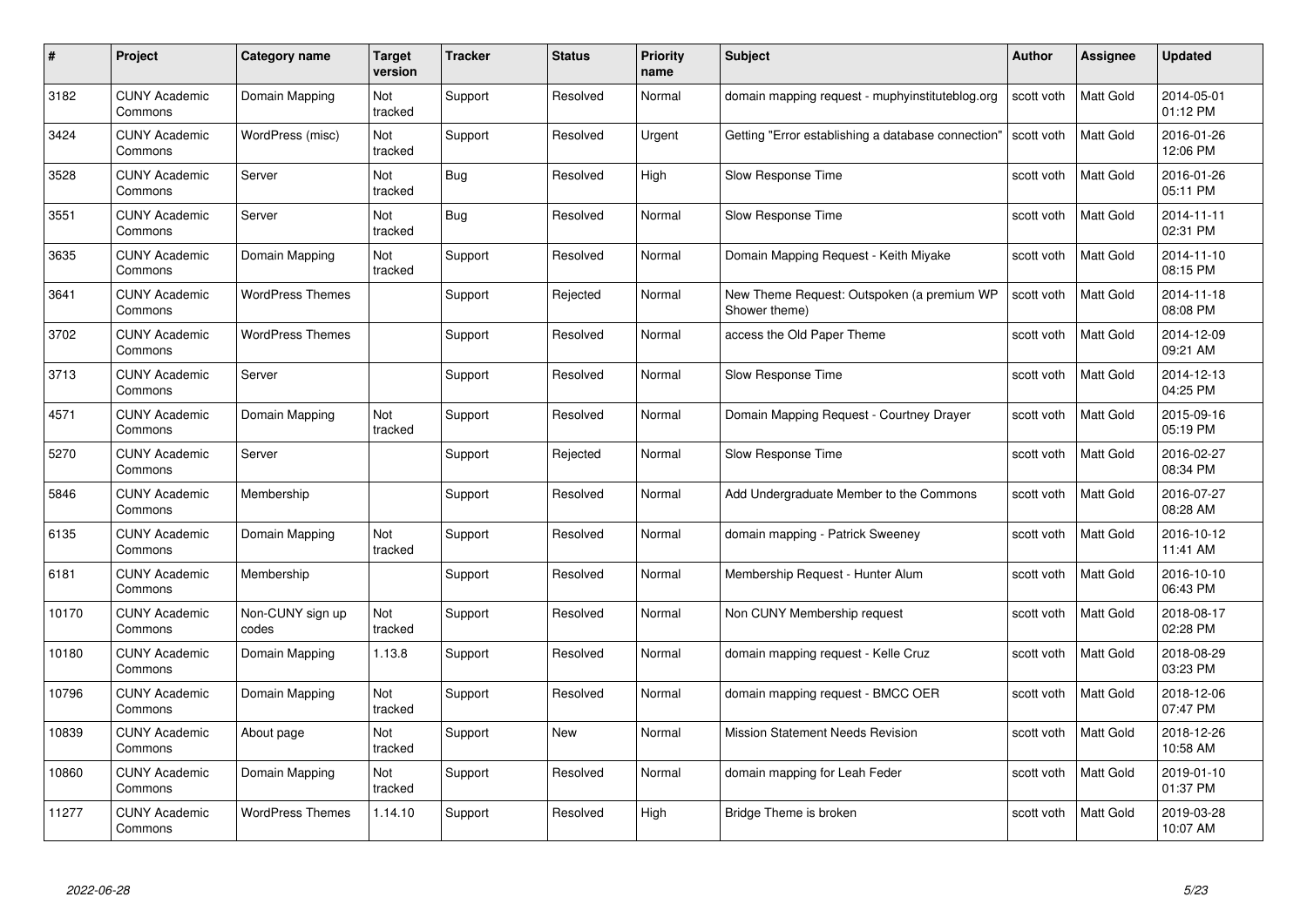| # | Project | Category name | Target version | Tracker | Status | Priority name | Subject | Author | Assignee | Updated |
|---|---|---|---|---|---|---|---|---|---|---|
| 3182 | CUNY Academic Commons | Domain Mapping | Not tracked | Support | Resolved | Normal | domain mapping request - muphyinstituteblog.org | scott voth | Matt Gold | 2014-05-01 01:12 PM |
| 3424 | CUNY Academic Commons | WordPress (misc) | Not tracked | Support | Resolved | Urgent | Getting "Error establishing a database connection" | scott voth | Matt Gold | 2016-01-26 12:06 PM |
| 3528 | CUNY Academic Commons | Server | Not tracked | Bug | Resolved | High | Slow Response Time | scott voth | Matt Gold | 2016-01-26 05:11 PM |
| 3551 | CUNY Academic Commons | Server | Not tracked | Bug | Resolved | Normal | Slow Response Time | scott voth | Matt Gold | 2014-11-11 02:31 PM |
| 3635 | CUNY Academic Commons | Domain Mapping | Not tracked | Support | Resolved | Normal | Domain Mapping Request - Keith Miyake | scott voth | Matt Gold | 2014-11-10 08:15 PM |
| 3641 | CUNY Academic Commons | WordPress Themes | | Support | Rejected | Normal | New Theme Request: Outspoken (a premium WP Shower theme) | scott voth | Matt Gold | 2014-11-18 08:08 PM |
| 3702 | CUNY Academic Commons | WordPress Themes | | Support | Resolved | Normal | access the Old Paper Theme | scott voth | Matt Gold | 2014-12-09 09:21 AM |
| 3713 | CUNY Academic Commons | Server | | Support | Resolved | Normal | Slow Response Time | scott voth | Matt Gold | 2014-12-13 04:25 PM |
| 4571 | CUNY Academic Commons | Domain Mapping | Not tracked | Support | Resolved | Normal | Domain Mapping Request - Courtney Drayer | scott voth | Matt Gold | 2015-09-16 05:19 PM |
| 5270 | CUNY Academic Commons | Server | | Support | Rejected | Normal | Slow Response Time | scott voth | Matt Gold | 2016-02-27 08:34 PM |
| 5846 | CUNY Academic Commons | Membership | | Support | Resolved | Normal | Add Undergraduate Member to the Commons | scott voth | Matt Gold | 2016-07-27 08:28 AM |
| 6135 | CUNY Academic Commons | Domain Mapping | Not tracked | Support | Resolved | Normal | domain mapping - Patrick Sweeney | scott voth | Matt Gold | 2016-10-12 11:41 AM |
| 6181 | CUNY Academic Commons | Membership | | Support | Resolved | Normal | Membership Request - Hunter Alum | scott voth | Matt Gold | 2016-10-10 06:43 PM |
| 10170 | CUNY Academic Commons | Non-CUNY sign up codes | Not tracked | Support | Resolved | Normal | Non CUNY Membership request | scott voth | Matt Gold | 2018-08-17 02:28 PM |
| 10180 | CUNY Academic Commons | Domain Mapping | 1.13.8 | Support | Resolved | Normal | domain mapping request - Kelle Cruz | scott voth | Matt Gold | 2018-08-29 03:23 PM |
| 10796 | CUNY Academic Commons | Domain Mapping | Not tracked | Support | Resolved | Normal | domain mapping request - BMCC OER | scott voth | Matt Gold | 2018-12-06 07:47 PM |
| 10839 | CUNY Academic Commons | About page | Not tracked | Support | New | Normal | Mission Statement Needs Revision | scott voth | Matt Gold | 2018-12-26 10:58 AM |
| 10860 | CUNY Academic Commons | Domain Mapping | Not tracked | Support | Resolved | Normal | domain mapping for Leah Feder | scott voth | Matt Gold | 2019-01-10 01:37 PM |
| 11277 | CUNY Academic Commons | WordPress Themes | 1.14.10 | Support | Resolved | High | Bridge Theme is broken | scott voth | Matt Gold | 2019-03-28 10:07 AM |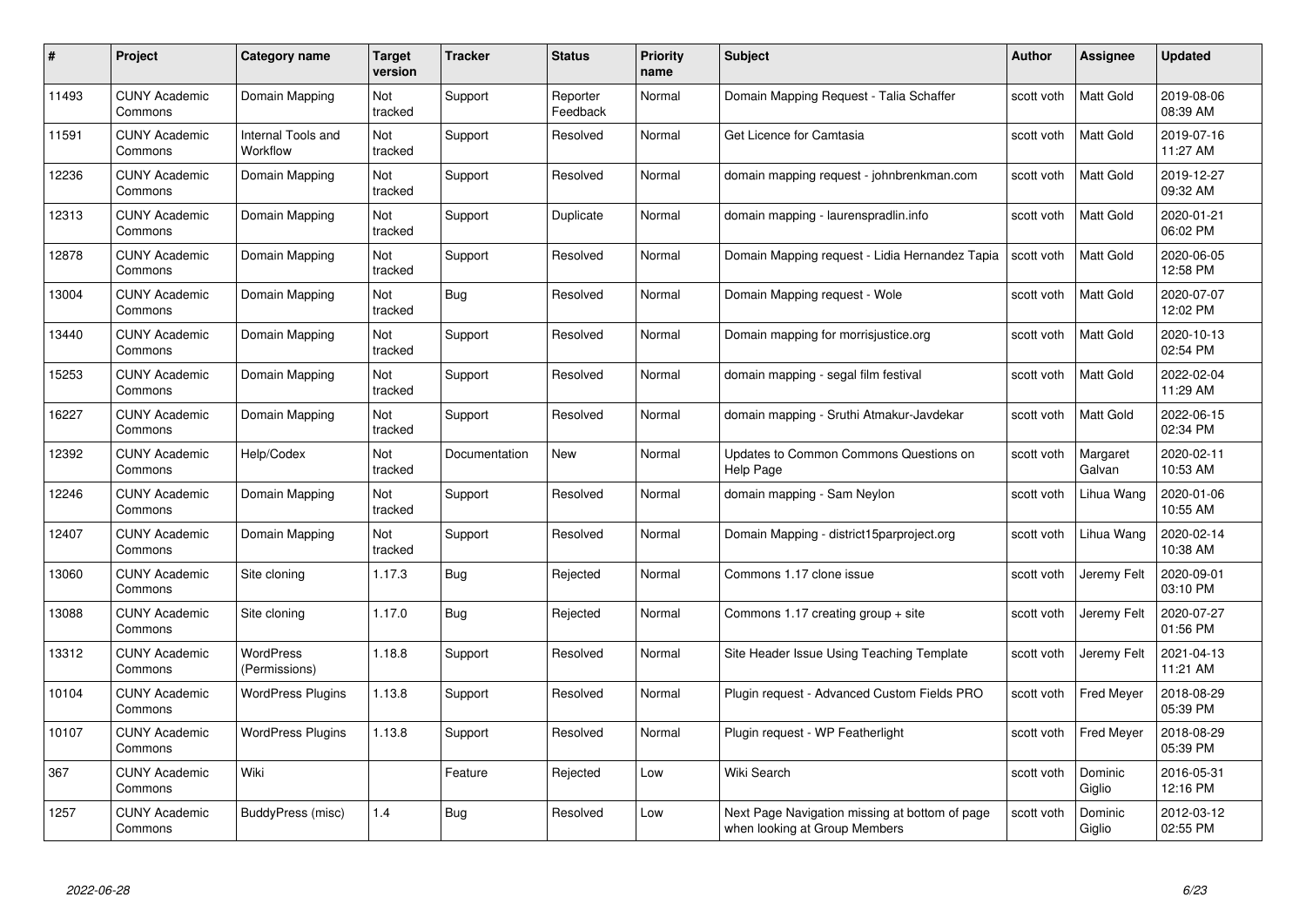| # | Project | Category name | Target version | Tracker | Status | Priority name | Subject | Author | Assignee | Updated |
|---|---|---|---|---|---|---|---|---|---|---|
| 11493 | CUNY Academic Commons | Domain Mapping | Not tracked | Support | Reporter Feedback | Normal | Domain Mapping Request - Talia Schaffer | scott voth | Matt Gold | 2019-08-06 08:39 AM |
| 11591 | CUNY Academic Commons | Internal Tools and Workflow | Not tracked | Support | Resolved | Normal | Get Licence for Camtasia | scott voth | Matt Gold | 2019-07-16 11:27 AM |
| 12236 | CUNY Academic Commons | Domain Mapping | Not tracked | Support | Resolved | Normal | domain mapping request - johnbrenkman.com | scott voth | Matt Gold | 2019-12-27 09:32 AM |
| 12313 | CUNY Academic Commons | Domain Mapping | Not tracked | Support | Duplicate | Normal | domain mapping - laurenspradlin.info | scott voth | Matt Gold | 2020-01-21 06:02 PM |
| 12878 | CUNY Academic Commons | Domain Mapping | Not tracked | Support | Resolved | Normal | Domain Mapping request - Lidia Hernandez Tapia | scott voth | Matt Gold | 2020-06-05 12:58 PM |
| 13004 | CUNY Academic Commons | Domain Mapping | Not tracked | Bug | Resolved | Normal | Domain Mapping request - Wole | scott voth | Matt Gold | 2020-07-07 12:02 PM |
| 13440 | CUNY Academic Commons | Domain Mapping | Not tracked | Support | Resolved | Normal | Domain mapping for morrisjustice.org | scott voth | Matt Gold | 2020-10-13 02:54 PM |
| 15253 | CUNY Academic Commons | Domain Mapping | Not tracked | Support | Resolved | Normal | domain mapping - segal film festival | scott voth | Matt Gold | 2022-02-04 11:29 AM |
| 16227 | CUNY Academic Commons | Domain Mapping | Not tracked | Support | Resolved | Normal | domain mapping - Sruthi Atmakur-Javdekar | scott voth | Matt Gold | 2022-06-15 02:34 PM |
| 12392 | CUNY Academic Commons | Help/Codex | Not tracked | Documentation | New | Normal | Updates to Common Commons Questions on Help Page | scott voth | Margaret Galvan | 2020-02-11 10:53 AM |
| 12246 | CUNY Academic Commons | Domain Mapping | Not tracked | Support | Resolved | Normal | domain mapping - Sam Neylon | scott voth | Lihua Wang | 2020-01-06 10:55 AM |
| 12407 | CUNY Academic Commons | Domain Mapping | Not tracked | Support | Resolved | Normal | Domain Mapping - district15parproject.org | scott voth | Lihua Wang | 2020-02-14 10:38 AM |
| 13060 | CUNY Academic Commons | Site cloning | 1.17.3 | Bug | Rejected | Normal | Commons 1.17 clone issue | scott voth | Jeremy Felt | 2020-09-01 03:10 PM |
| 13088 | CUNY Academic Commons | Site cloning | 1.17.0 | Bug | Rejected | Normal | Commons 1.17 creating group + site | scott voth | Jeremy Felt | 2020-07-27 01:56 PM |
| 13312 | CUNY Academic Commons | WordPress (Permissions) | 1.18.8 | Support | Resolved | Normal | Site Header Issue Using Teaching Template | scott voth | Jeremy Felt | 2021-04-13 11:21 AM |
| 10104 | CUNY Academic Commons | WordPress Plugins | 1.13.8 | Support | Resolved | Normal | Plugin request - Advanced Custom Fields PRO | scott voth | Fred Meyer | 2018-08-29 05:39 PM |
| 10107 | CUNY Academic Commons | WordPress Plugins | 1.13.8 | Support | Resolved | Normal | Plugin request - WP Featherlight | scott voth | Fred Meyer | 2018-08-29 05:39 PM |
| 367 | CUNY Academic Commons | Wiki | | Feature | Rejected | Low | Wiki Search | scott voth | Dominic Giglio | 2016-05-31 12:16 PM |
| 1257 | CUNY Academic Commons | BuddyPress (misc) | 1.4 | Bug | Resolved | Low | Next Page Navigation missing at bottom of page when looking at Group Members | scott voth | Dominic Giglio | 2012-03-12 02:55 PM |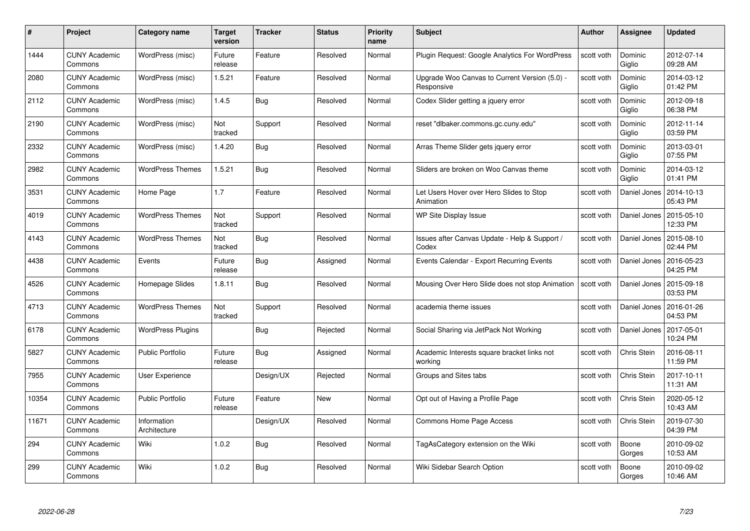| # | Project | Category name | Target version | Tracker | Status | Priority name | Subject | Author | Assignee | Updated |
|---|---|---|---|---|---|---|---|---|---|---|
| 1444 | CUNY Academic Commons | WordPress (misc) | Future release | Feature | Resolved | Normal | Plugin Request: Google Analytics For WordPress | scott voth | Dominic Giglio | 2012-07-14 09:28 AM |
| 2080 | CUNY Academic Commons | WordPress (misc) | 1.5.21 | Feature | Resolved | Normal | Upgrade Woo Canvas to Current Version (5.0) - Responsive | scott voth | Dominic Giglio | 2014-03-12 01:42 PM |
| 2112 | CUNY Academic Commons | WordPress (misc) | 1.4.5 | Bug | Resolved | Normal | Codex Slider getting a jquery error | scott voth | Dominic Giglio | 2012-09-18 06:38 PM |
| 2190 | CUNY Academic Commons | WordPress (misc) | Not tracked | Support | Resolved | Normal | reset "dlbaker.commons.gc.cuny.edu" | scott voth | Dominic Giglio | 2012-11-14 03:59 PM |
| 2332 | CUNY Academic Commons | WordPress (misc) | 1.4.20 | Bug | Resolved | Normal | Arras Theme Slider gets jquery error | scott voth | Dominic Giglio | 2013-03-01 07:55 PM |
| 2982 | CUNY Academic Commons | WordPress Themes | 1.5.21 | Bug | Resolved | Normal | Sliders are broken on Woo Canvas theme | scott voth | Dominic Giglio | 2014-03-12 01:41 PM |
| 3531 | CUNY Academic Commons | Home Page | 1.7 | Feature | Resolved | Normal | Let Users Hover over Hero Slides to Stop Animation | scott voth | Daniel Jones | 2014-10-13 05:43 PM |
| 4019 | CUNY Academic Commons | WordPress Themes | Not tracked | Support | Resolved | Normal | WP Site Display Issue | scott voth | Daniel Jones | 2015-05-10 12:33 PM |
| 4143 | CUNY Academic Commons | WordPress Themes | Not tracked | Bug | Resolved | Normal | Issues after Canvas Update - Help & Support / Codex | scott voth | Daniel Jones | 2015-08-10 02:44 PM |
| 4438 | CUNY Academic Commons | Events | Future release | Bug | Assigned | Normal | Events Calendar - Export Recurring Events | scott voth | Daniel Jones | 2016-05-23 04:25 PM |
| 4526 | CUNY Academic Commons | Homepage Slides | 1.8.11 | Bug | Resolved | Normal | Mousing Over Hero Slide does not stop Animation | scott voth | Daniel Jones | 2015-09-18 03:53 PM |
| 4713 | CUNY Academic Commons | WordPress Themes | Not tracked | Support | Resolved | Normal | academia theme issues | scott voth | Daniel Jones | 2016-01-26 04:53 PM |
| 6178 | CUNY Academic Commons | WordPress Plugins | | Bug | Rejected | Normal | Social Sharing via JetPack Not Working | scott voth | Daniel Jones | 2017-05-01 10:24 PM |
| 5827 | CUNY Academic Commons | Public Portfolio | Future release | Bug | Assigned | Normal | Academic Interests square bracket links not working | scott voth | Chris Stein | 2016-08-11 11:59 PM |
| 7955 | CUNY Academic Commons | User Experience | | Design/UX | Rejected | Normal | Groups and Sites tabs | scott voth | Chris Stein | 2017-10-11 11:31 AM |
| 10354 | CUNY Academic Commons | Public Portfolio | Future release | Feature | New | Normal | Opt out of Having a Profile Page | scott voth | Chris Stein | 2020-05-12 10:43 AM |
| 11671 | CUNY Academic Commons | Information Architecture | | Design/UX | Resolved | Normal | Commons Home Page Access | scott voth | Chris Stein | 2019-07-30 04:39 PM |
| 294 | CUNY Academic Commons | Wiki | 1.0.2 | Bug | Resolved | Normal | TagAsCategory extension on the Wiki | scott voth | Boone Gorges | 2010-09-02 10:53 AM |
| 299 | CUNY Academic Commons | Wiki | 1.0.2 | Bug | Resolved | Normal | Wiki Sidebar Search Option | scott voth | Boone Gorges | 2010-09-02 10:46 AM |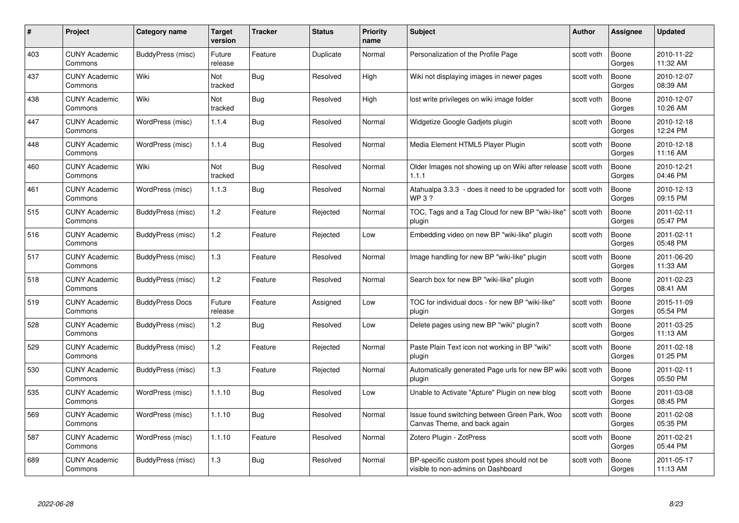| # | Project | Category name | Target version | Tracker | Status | Priority name | Subject | Author | Assignee | Updated |
|---|---|---|---|---|---|---|---|---|---|---|
| 403 | CUNY Academic Commons | BuddyPress (misc) | Future release | Feature | Duplicate | Normal | Personalization of the Profile Page | scott voth | Boone Gorges | 2010-11-22 11:32 AM |
| 437 | CUNY Academic Commons | Wiki | Not tracked | Bug | Resolved | High | Wiki not displaying images in newer pages | scott voth | Boone Gorges | 2010-12-07 08:39 AM |
| 438 | CUNY Academic Commons | Wiki | Not tracked | Bug | Resolved | High | lost write privileges on wiki image folder | scott voth | Boone Gorges | 2010-12-07 10:26 AM |
| 447 | CUNY Academic Commons | WordPress (misc) | 1.1.4 | Bug | Resolved | Normal | Widgetize Google Gadjets plugin | scott voth | Boone Gorges | 2010-12-18 12:24 PM |
| 448 | CUNY Academic Commons | WordPress (misc) | 1.1.4 | Bug | Resolved | Normal | Media Element HTML5 Player Plugin | scott voth | Boone Gorges | 2010-12-18 11:16 AM |
| 460 | CUNY Academic Commons | Wiki | Not tracked | Bug | Resolved | Normal | Older Images not showing up on Wiki after release 1.1.1 | scott voth | Boone Gorges | 2010-12-21 04:46 PM |
| 461 | CUNY Academic Commons | WordPress (misc) | 1.1.3 | Bug | Resolved | Normal | Atahualpa 3.3.3 - does it need to be upgraded for WP 3 ? | scott voth | Boone Gorges | 2010-12-13 09:15 PM |
| 515 | CUNY Academic Commons | BuddyPress (misc) | 1.2 | Feature | Rejected | Normal | TOC, Tags and a Tag Cloud for new BP "wiki-like" plugin | scott voth | Boone Gorges | 2011-02-11 05:47 PM |
| 516 | CUNY Academic Commons | BuddyPress (misc) | 1.2 | Feature | Rejected | Low | Embedding video on new BP "wiki-like" plugin | scott voth | Boone Gorges | 2011-02-11 05:48 PM |
| 517 | CUNY Academic Commons | BuddyPress (misc) | 1.3 | Feature | Resolved | Normal | Image handling for new BP "wiki-like" plugin | scott voth | Boone Gorges | 2011-06-20 11:33 AM |
| 518 | CUNY Academic Commons | BuddyPress (misc) | 1.2 | Feature | Resolved | Normal | Search box for new BP "wiki-like" plugin | scott voth | Boone Gorges | 2011-02-23 08:41 AM |
| 519 | CUNY Academic Commons | BuddyPress Docs | Future release | Feature | Assigned | Low | TOC for individual docs - for new BP "wiki-like" plugin | scott voth | Boone Gorges | 2015-11-09 05:54 PM |
| 528 | CUNY Academic Commons | BuddyPress (misc) | 1.2 | Bug | Resolved | Low | Delete pages using new BP "wiki" plugin? | scott voth | Boone Gorges | 2011-03-25 11:13 AM |
| 529 | CUNY Academic Commons | BuddyPress (misc) | 1.2 | Feature | Rejected | Normal | Paste Plain Text icon not working in BP "wiki" plugin | scott voth | Boone Gorges | 2011-02-18 01:25 PM |
| 530 | CUNY Academic Commons | BuddyPress (misc) | 1.3 | Feature | Rejected | Normal | Automatically generated Page urls for new BP wiki plugin | scott voth | Boone Gorges | 2011-02-11 05:50 PM |
| 535 | CUNY Academic Commons | WordPress (misc) | 1.1.10 | Bug | Resolved | Low | Unable to Activate "Apture" Plugin on new blog | scott voth | Boone Gorges | 2011-03-08 08:45 PM |
| 569 | CUNY Academic Commons | WordPress (misc) | 1.1.10 | Bug | Resolved | Normal | Issue found switching between Green Park, Woo Canvas Theme, and back again | scott voth | Boone Gorges | 2011-02-08 05:35 PM |
| 587 | CUNY Academic Commons | WordPress (misc) | 1.1.10 | Feature | Resolved | Normal | Zotero Plugin - ZotPress | scott voth | Boone Gorges | 2011-02-21 05:44 PM |
| 689 | CUNY Academic Commons | BuddyPress (misc) | 1.3 | Bug | Resolved | Normal | BP-specific custom post types should not be visible to non-admins on Dashboard | scott voth | Boone Gorges | 2011-05-17 11:13 AM |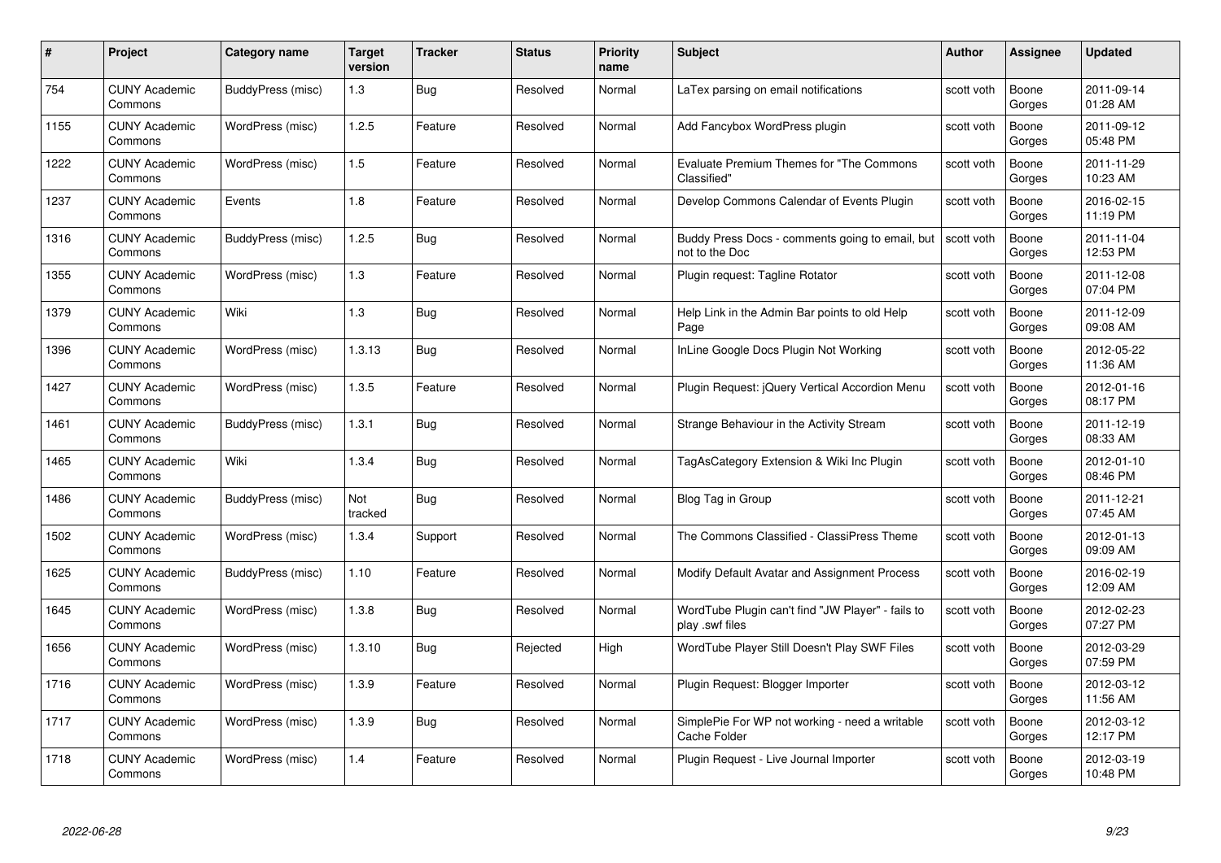| # | Project | Category name | Target version | Tracker | Status | Priority name | Subject | Author | Assignee | Updated |
|---|---|---|---|---|---|---|---|---|---|---|
| 754 | CUNY Academic Commons | BuddyPress (misc) | 1.3 | Bug | Resolved | Normal | LaTex parsing on email notifications | scott voth | Boone Gorges | 2011-09-14 01:28 AM |
| 1155 | CUNY Academic Commons | WordPress (misc) | 1.2.5 | Feature | Resolved | Normal | Add Fancybox WordPress plugin | scott voth | Boone Gorges | 2011-09-12 05:48 PM |
| 1222 | CUNY Academic Commons | WordPress (misc) | 1.5 | Feature | Resolved | Normal | Evaluate Premium Themes for "The Commons Classified" | scott voth | Boone Gorges | 2011-11-29 10:23 AM |
| 1237 | CUNY Academic Commons | Events | 1.8 | Feature | Resolved | Normal | Develop Commons Calendar of Events Plugin | scott voth | Boone Gorges | 2016-02-15 11:19 PM |
| 1316 | CUNY Academic Commons | BuddyPress (misc) | 1.2.5 | Bug | Resolved | Normal | Buddy Press Docs - comments going to email, but not to the Doc | scott voth | Boone Gorges | 2011-11-04 12:53 PM |
| 1355 | CUNY Academic Commons | WordPress (misc) | 1.3 | Feature | Resolved | Normal | Plugin request: Tagline Rotator | scott voth | Boone Gorges | 2011-12-08 07:04 PM |
| 1379 | CUNY Academic Commons | Wiki | 1.3 | Bug | Resolved | Normal | Help Link in the Admin Bar points to old Help Page | scott voth | Boone Gorges | 2011-12-09 09:08 AM |
| 1396 | CUNY Academic Commons | WordPress (misc) | 1.3.13 | Bug | Resolved | Normal | InLine Google Docs Plugin Not Working | scott voth | Boone Gorges | 2012-05-22 11:36 AM |
| 1427 | CUNY Academic Commons | WordPress (misc) | 1.3.5 | Feature | Resolved | Normal | Plugin Request: jQuery Vertical Accordion Menu | scott voth | Boone Gorges | 2012-01-16 08:17 PM |
| 1461 | CUNY Academic Commons | BuddyPress (misc) | 1.3.1 | Bug | Resolved | Normal | Strange Behaviour in the Activity Stream | scott voth | Boone Gorges | 2011-12-19 08:33 AM |
| 1465 | CUNY Academic Commons | Wiki | 1.3.4 | Bug | Resolved | Normal | TagAsCategory Extension & Wiki Inc Plugin | scott voth | Boone Gorges | 2012-01-10 08:46 PM |
| 1486 | CUNY Academic Commons | BuddyPress (misc) | Not tracked | Bug | Resolved | Normal | Blog Tag in Group | scott voth | Boone Gorges | 2011-12-21 07:45 AM |
| 1502 | CUNY Academic Commons | WordPress (misc) | 1.3.4 | Support | Resolved | Normal | The Commons Classified - ClassiPress Theme | scott voth | Boone Gorges | 2012-01-13 09:09 AM |
| 1625 | CUNY Academic Commons | BuddyPress (misc) | 1.10 | Feature | Resolved | Normal | Modify Default Avatar and Assignment Process | scott voth | Boone Gorges | 2016-02-19 12:09 AM |
| 1645 | CUNY Academic Commons | WordPress (misc) | 1.3.8 | Bug | Resolved | Normal | WordTube Plugin can't find "JW Player" - fails to play .swf files | scott voth | Boone Gorges | 2012-02-23 07:27 PM |
| 1656 | CUNY Academic Commons | WordPress (misc) | 1.3.10 | Bug | Rejected | High | WordTube Player Still Doesn't Play SWF Files | scott voth | Boone Gorges | 2012-03-29 07:59 PM |
| 1716 | CUNY Academic Commons | WordPress (misc) | 1.3.9 | Feature | Resolved | Normal | Plugin Request: Blogger Importer | scott voth | Boone Gorges | 2012-03-12 11:56 AM |
| 1717 | CUNY Academic Commons | WordPress (misc) | 1.3.9 | Bug | Resolved | Normal | SimplePie For WP not working - need a writable Cache Folder | scott voth | Boone Gorges | 2012-03-12 12:17 PM |
| 1718 | CUNY Academic Commons | WordPress (misc) | 1.4 | Feature | Resolved | Normal | Plugin Request - Live Journal Importer | scott voth | Boone Gorges | 2012-03-19 10:48 PM |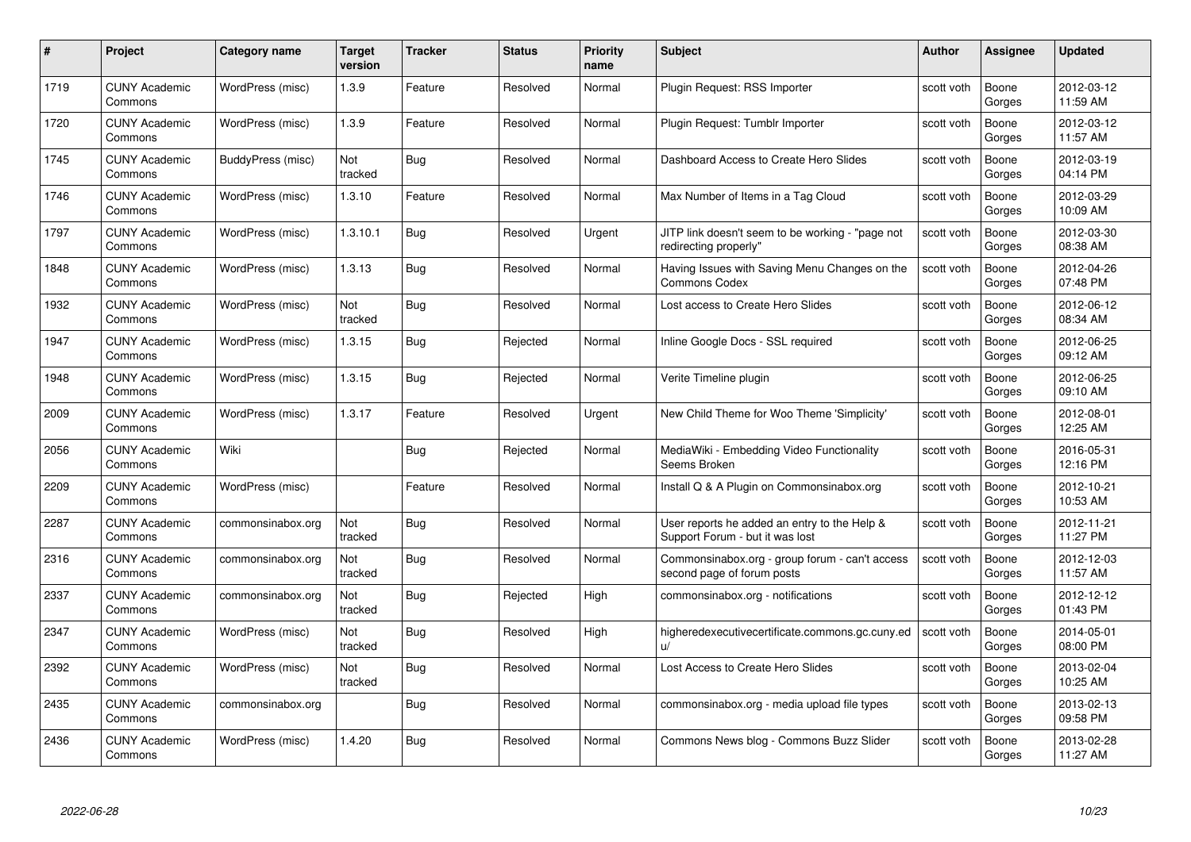| # | Project | Category name | Target version | Tracker | Status | Priority name | Subject | Author | Assignee | Updated |
|---|---|---|---|---|---|---|---|---|---|---|
| 1719 | CUNY Academic Commons | WordPress (misc) | 1.3.9 | Feature | Resolved | Normal | Plugin Request: RSS Importer | scott voth | Boone Gorges | 2012-03-12 11:59 AM |
| 1720 | CUNY Academic Commons | WordPress (misc) | 1.3.9 | Feature | Resolved | Normal | Plugin Request: Tumblr Importer | scott voth | Boone Gorges | 2012-03-12 11:57 AM |
| 1745 | CUNY Academic Commons | BuddyPress (misc) | Not tracked | Bug | Resolved | Normal | Dashboard Access to Create Hero Slides | scott voth | Boone Gorges | 2012-03-19 04:14 PM |
| 1746 | CUNY Academic Commons | WordPress (misc) | 1.3.10 | Feature | Resolved | Normal | Max Number of Items in a Tag Cloud | scott voth | Boone Gorges | 2012-03-29 10:09 AM |
| 1797 | CUNY Academic Commons | WordPress (misc) | 1.3.10.1 | Bug | Resolved | Urgent | JITP link doesn't seem to be working - "page not redirecting properly" | scott voth | Boone Gorges | 2012-03-30 08:38 AM |
| 1848 | CUNY Academic Commons | WordPress (misc) | 1.3.13 | Bug | Resolved | Normal | Having Issues with Saving Menu Changes on the Commons Codex | scott voth | Boone Gorges | 2012-04-26 07:48 PM |
| 1932 | CUNY Academic Commons | WordPress (misc) | Not tracked | Bug | Resolved | Normal | Lost access to Create Hero Slides | scott voth | Boone Gorges | 2012-06-12 08:34 AM |
| 1947 | CUNY Academic Commons | WordPress (misc) | 1.3.15 | Bug | Rejected | Normal | Inline Google Docs - SSL required | scott voth | Boone Gorges | 2012-06-25 09:12 AM |
| 1948 | CUNY Academic Commons | WordPress (misc) | 1.3.15 | Bug | Rejected | Normal | Verite Timeline plugin | scott voth | Boone Gorges | 2012-06-25 09:10 AM |
| 2009 | CUNY Academic Commons | WordPress (misc) | 1.3.17 | Feature | Resolved | Urgent | New Child Theme for Woo Theme 'Simplicity' | scott voth | Boone Gorges | 2012-08-01 12:25 AM |
| 2056 | CUNY Academic Commons | Wiki | | Bug | Rejected | Normal | MediaWiki - Embedding Video Functionality Seems Broken | scott voth | Boone Gorges | 2016-05-31 12:16 PM |
| 2209 | CUNY Academic Commons | WordPress (misc) | | Feature | Resolved | Normal | Install Q & A Plugin on Commonsinabox.org | scott voth | Boone Gorges | 2012-10-21 10:53 AM |
| 2287 | CUNY Academic Commons | commonsinabox.org | Not tracked | Bug | Resolved | Normal | User reports he added an entry to the Help & Support Forum - but it was lost | scott voth | Boone Gorges | 2012-11-21 11:27 PM |
| 2316 | CUNY Academic Commons | commonsinabox.org | Not tracked | Bug | Resolved | Normal | Commonsinabox.org - group forum - can't access second page of forum posts | scott voth | Boone Gorges | 2012-12-03 11:57 AM |
| 2337 | CUNY Academic Commons | commonsinabox.org | Not tracked | Bug | Rejected | High | commonsinabox.org - notifications | scott voth | Boone Gorges | 2012-12-12 01:43 PM |
| 2347 | CUNY Academic Commons | WordPress (misc) | Not tracked | Bug | Resolved | High | higheredexecutivecertificate.commons.gc.cuny.edu/ | scott voth | Boone Gorges | 2014-05-01 08:00 PM |
| 2392 | CUNY Academic Commons | WordPress (misc) | Not tracked | Bug | Resolved | Normal | Lost Access to Create Hero Slides | scott voth | Boone Gorges | 2013-02-04 10:25 AM |
| 2435 | CUNY Academic Commons | commonsinabox.org | | Bug | Resolved | Normal | commonsinabox.org - media upload file types | scott voth | Boone Gorges | 2013-02-13 09:58 PM |
| 2436 | CUNY Academic Commons | WordPress (misc) | 1.4.20 | Bug | Resolved | Normal | Commons News blog - Commons Buzz Slider | scott voth | Boone Gorges | 2013-02-28 11:27 AM |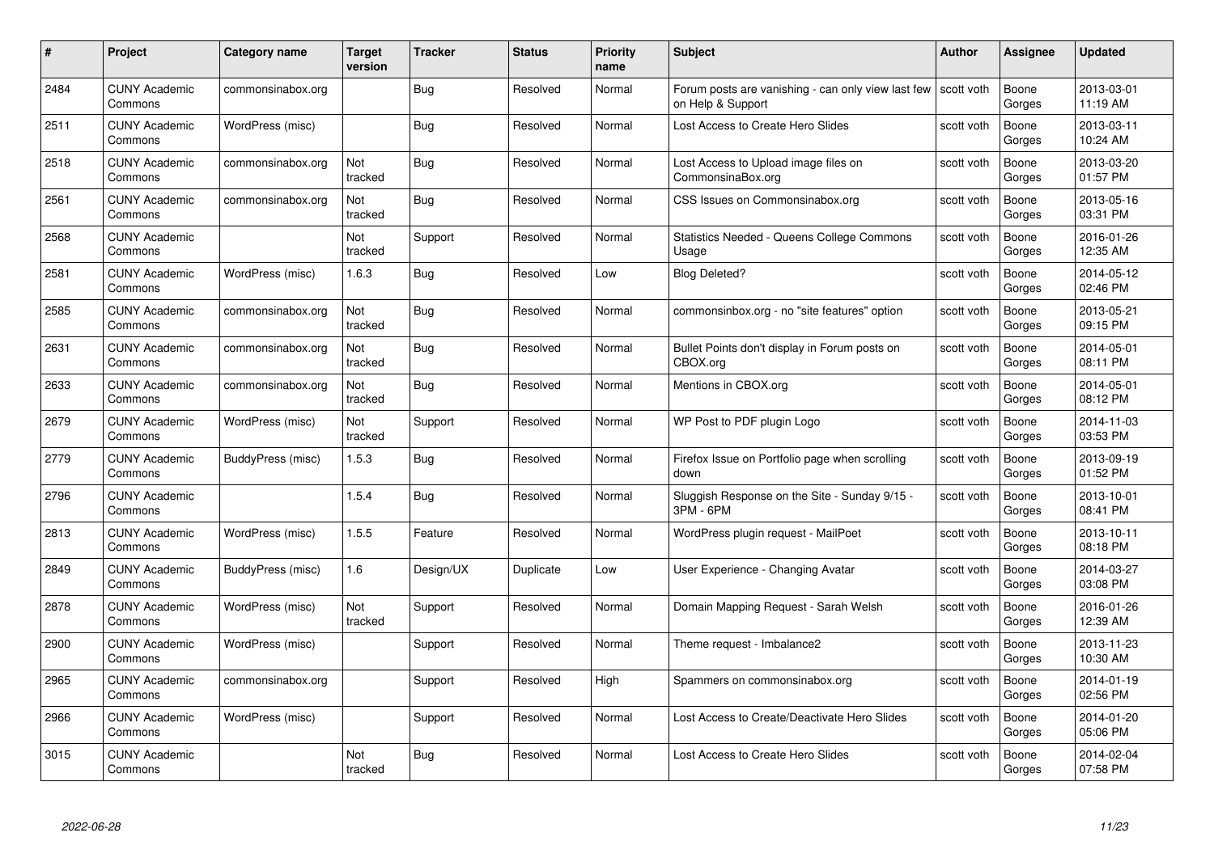| # | Project | Category name | Target version | Tracker | Status | Priority name | Subject | Author | Assignee | Updated |
|---|---|---|---|---|---|---|---|---|---|---|
| 2484 | CUNY Academic Commons | commonsinabox.org | | Bug | Resolved | Normal | Forum posts are vanishing - can only view last few on Help & Support | scott voth | Boone Gorges | 2013-03-01 11:19 AM |
| 2511 | CUNY Academic Commons | WordPress (misc) | | Bug | Resolved | Normal | Lost Access to Create Hero Slides | scott voth | Boone Gorges | 2013-03-11 10:24 AM |
| 2518 | CUNY Academic Commons | commonsinabox.org | Not tracked | Bug | Resolved | Normal | Lost Access to Upload image files on CommonsinaBox.org | scott voth | Boone Gorges | 2013-03-20 01:57 PM |
| 2561 | CUNY Academic Commons | commonsinabox.org | Not tracked | Bug | Resolved | Normal | CSS Issues on Commonsinabox.org | scott voth | Boone Gorges | 2013-05-16 03:31 PM |
| 2568 | CUNY Academic Commons | | Not tracked | Support | Resolved | Normal | Statistics Needed - Queens College Commons Usage | scott voth | Boone Gorges | 2016-01-26 12:35 AM |
| 2581 | CUNY Academic Commons | WordPress (misc) | 1.6.3 | Bug | Resolved | Low | Blog Deleted? | scott voth | Boone Gorges | 2014-05-12 02:46 PM |
| 2585 | CUNY Academic Commons | commonsinabox.org | Not tracked | Bug | Resolved | Normal | commonsinbox.org - no "site features" option | scott voth | Boone Gorges | 2013-05-21 09:15 PM |
| 2631 | CUNY Academic Commons | commonsinabox.org | Not tracked | Bug | Resolved | Normal | Bullet Points don't display in Forum posts on CBOX.org | scott voth | Boone Gorges | 2014-05-01 08:11 PM |
| 2633 | CUNY Academic Commons | commonsinabox.org | Not tracked | Bug | Resolved | Normal | Mentions in CBOX.org | scott voth | Boone Gorges | 2014-05-01 08:12 PM |
| 2679 | CUNY Academic Commons | WordPress (misc) | Not tracked | Support | Resolved | Normal | WP Post to PDF plugin Logo | scott voth | Boone Gorges | 2014-11-03 03:53 PM |
| 2779 | CUNY Academic Commons | BuddyPress (misc) | 1.5.3 | Bug | Resolved | Normal | Firefox Issue on Portfolio page when scrolling down | scott voth | Boone Gorges | 2013-09-19 01:52 PM |
| 2796 | CUNY Academic Commons | | 1.5.4 | Bug | Resolved | Normal | Sluggish Response on the Site - Sunday 9/15 - 3PM - 6PM | scott voth | Boone Gorges | 2013-10-01 08:41 PM |
| 2813 | CUNY Academic Commons | WordPress (misc) | 1.5.5 | Feature | Resolved | Normal | WordPress plugin request - MailPoet | scott voth | Boone Gorges | 2013-10-11 08:18 PM |
| 2849 | CUNY Academic Commons | BuddyPress (misc) | 1.6 | Design/UX | Duplicate | Low | User Experience - Changing Avatar | scott voth | Boone Gorges | 2014-03-27 03:08 PM |
| 2878 | CUNY Academic Commons | WordPress (misc) | Not tracked | Support | Resolved | Normal | Domain Mapping Request - Sarah Welsh | scott voth | Boone Gorges | 2016-01-26 12:39 AM |
| 2900 | CUNY Academic Commons | WordPress (misc) | | Support | Resolved | Normal | Theme request - Imbalance2 | scott voth | Boone Gorges | 2013-11-23 10:30 AM |
| 2965 | CUNY Academic Commons | commonsinabox.org | | Support | Resolved | High | Spammers on commonsinabox.org | scott voth | Boone Gorges | 2014-01-19 02:56 PM |
| 2966 | CUNY Academic Commons | WordPress (misc) | | Support | Resolved | Normal | Lost Access to Create/Deactivate Hero Slides | scott voth | Boone Gorges | 2014-01-20 05:06 PM |
| 3015 | CUNY Academic Commons | | Not tracked | Bug | Resolved | Normal | Lost Access to Create Hero Slides | scott voth | Boone Gorges | 2014-02-04 07:58 PM |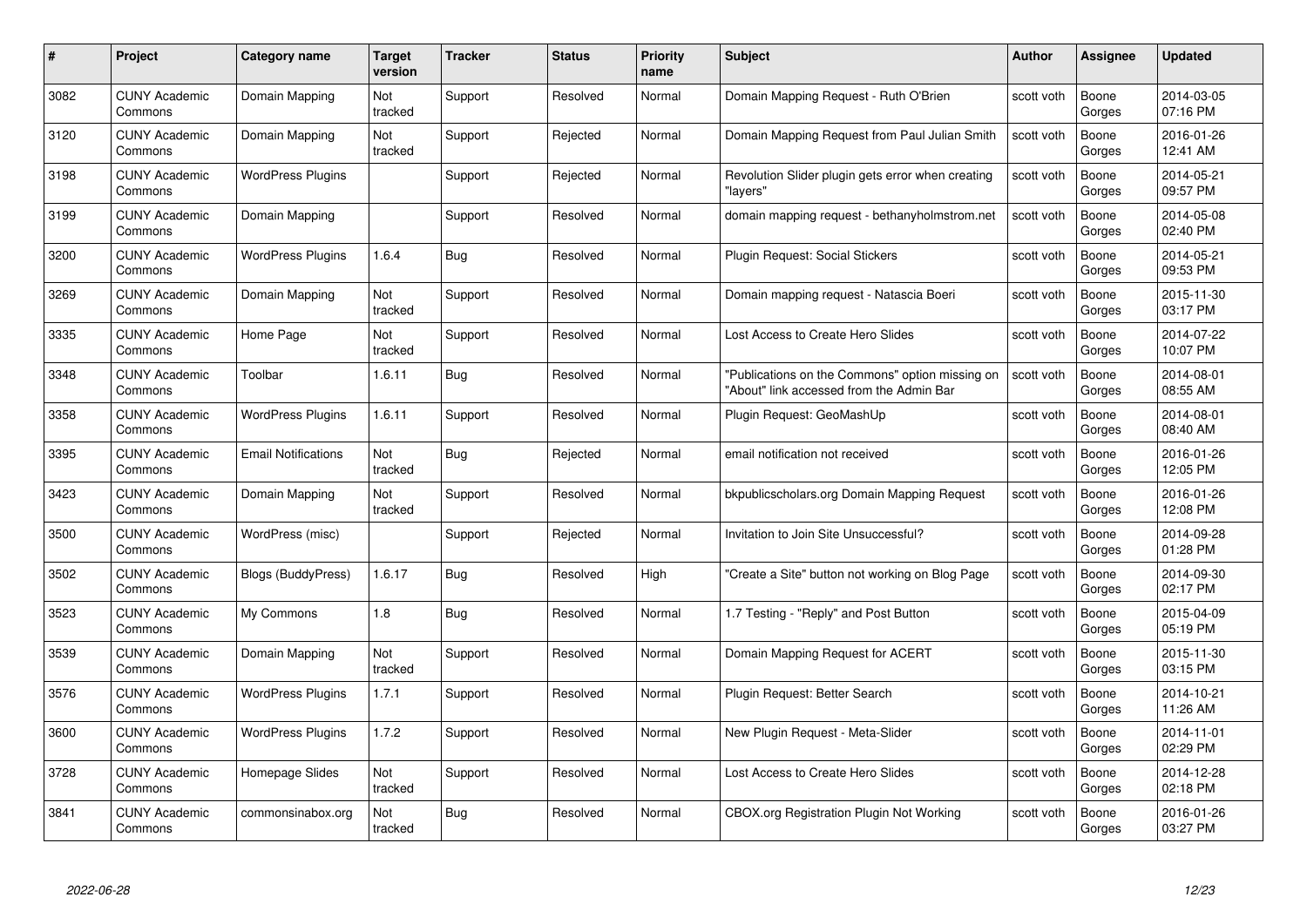| # | Project | Category name | Target version | Tracker | Status | Priority name | Subject | Author | Assignee | Updated |
|---|---|---|---|---|---|---|---|---|---|---|
| 3082 | CUNY Academic Commons | Domain Mapping | Not tracked | Support | Resolved | Normal | Domain Mapping Request - Ruth O'Brien | scott voth | Boone Gorges | 2014-03-05 07:16 PM |
| 3120 | CUNY Academic Commons | Domain Mapping | Not tracked | Support | Rejected | Normal | Domain Mapping Request from Paul Julian Smith | scott voth | Boone Gorges | 2016-01-26 12:41 AM |
| 3198 | CUNY Academic Commons | WordPress Plugins | | Support | Rejected | Normal | Revolution Slider plugin gets error when creating "layers" | scott voth | Boone Gorges | 2014-05-21 09:57 PM |
| 3199 | CUNY Academic Commons | Domain Mapping | | Support | Resolved | Normal | domain mapping request - bethanyholmstrom.net | scott voth | Boone Gorges | 2014-05-08 02:40 PM |
| 3200 | CUNY Academic Commons | WordPress Plugins | 1.6.4 | Bug | Resolved | Normal | Plugin Request: Social Stickers | scott voth | Boone Gorges | 2014-05-21 09:53 PM |
| 3269 | CUNY Academic Commons | Domain Mapping | Not tracked | Support | Resolved | Normal | Domain mapping request - Natascia Boeri | scott voth | Boone Gorges | 2015-11-30 03:17 PM |
| 3335 | CUNY Academic Commons | Home Page | Not tracked | Support | Resolved | Normal | Lost Access to Create Hero Slides | scott voth | Boone Gorges | 2014-07-22 10:07 PM |
| 3348 | CUNY Academic Commons | Toolbar | 1.6.11 | Bug | Resolved | Normal | "Publications on the Commons" option missing on "About" link accessed from the Admin Bar | scott voth | Boone Gorges | 2014-08-01 08:55 AM |
| 3358 | CUNY Academic Commons | WordPress Plugins | 1.6.11 | Support | Resolved | Normal | Plugin Request: GeoMashUp | scott voth | Boone Gorges | 2014-08-01 08:40 AM |
| 3395 | CUNY Academic Commons | Email Notifications | Not tracked | Bug | Rejected | Normal | email notification not received | scott voth | Boone Gorges | 2016-01-26 12:05 PM |
| 3423 | CUNY Academic Commons | Domain Mapping | Not tracked | Support | Resolved | Normal | bkpublicscholars.org Domain Mapping Request | scott voth | Boone Gorges | 2016-01-26 12:08 PM |
| 3500 | CUNY Academic Commons | WordPress (misc) | | Support | Rejected | Normal | Invitation to Join Site Unsuccessful? | scott voth | Boone Gorges | 2014-09-28 01:28 PM |
| 3502 | CUNY Academic Commons | Blogs (BuddyPress) | 1.6.17 | Bug | Resolved | High | "Create a Site" button not working on Blog Page | scott voth | Boone Gorges | 2014-09-30 02:17 PM |
| 3523 | CUNY Academic Commons | My Commons | 1.8 | Bug | Resolved | Normal | 1.7 Testing - "Reply" and Post Button | scott voth | Boone Gorges | 2015-04-09 05:19 PM |
| 3539 | CUNY Academic Commons | Domain Mapping | Not tracked | Support | Resolved | Normal | Domain Mapping Request for ACERT | scott voth | Boone Gorges | 2015-11-30 03:15 PM |
| 3576 | CUNY Academic Commons | WordPress Plugins | 1.7.1 | Support | Resolved | Normal | Plugin Request: Better Search | scott voth | Boone Gorges | 2014-10-21 11:26 AM |
| 3600 | CUNY Academic Commons | WordPress Plugins | 1.7.2 | Support | Resolved | Normal | New Plugin Request - Meta-Slider | scott voth | Boone Gorges | 2014-11-01 02:29 PM |
| 3728 | CUNY Academic Commons | Homepage Slides | Not tracked | Support | Resolved | Normal | Lost Access to Create Hero Slides | scott voth | Boone Gorges | 2014-12-28 02:18 PM |
| 3841 | CUNY Academic Commons | commonsinabox.org | Not tracked | Bug | Resolved | Normal | CBOX.org Registration Plugin Not Working | scott voth | Boone Gorges | 2016-01-26 03:27 PM |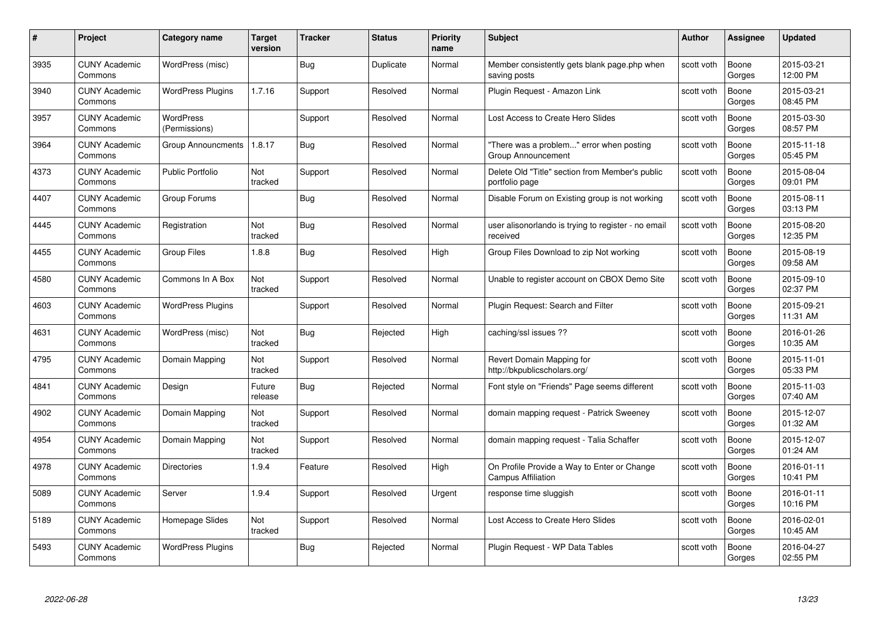| # | Project | Category name | Target version | Tracker | Status | Priority name | Subject | Author | Assignee | Updated |
|---|---|---|---|---|---|---|---|---|---|---|
| 3935 | CUNY Academic Commons | WordPress (misc) | | Bug | Duplicate | Normal | Member consistently gets blank page.php when saving posts | scott voth | Boone Gorges | 2015-03-21 12:00 PM |
| 3940 | CUNY Academic Commons | WordPress Plugins | 1.7.16 | Support | Resolved | Normal | Plugin Request - Amazon Link | scott voth | Boone Gorges | 2015-03-21 08:45 PM |
| 3957 | CUNY Academic Commons | WordPress (Permissions) | | Support | Resolved | Normal | Lost Access to Create Hero Slides | scott voth | Boone Gorges | 2015-03-30 08:57 PM |
| 3964 | CUNY Academic Commons | Group Announcments | 1.8.17 | Bug | Resolved | Normal | "There was a problem..." error when posting Group Announcement | scott voth | Boone Gorges | 2015-11-18 05:45 PM |
| 4373 | CUNY Academic Commons | Public Portfolio | Not tracked | Support | Resolved | Normal | Delete Old "Title" section from Member's public portfolio page | scott voth | Boone Gorges | 2015-08-04 09:01 PM |
| 4407 | CUNY Academic Commons | Group Forums | | Bug | Resolved | Normal | Disable Forum on Existing group is not working | scott voth | Boone Gorges | 2015-08-11 03:13 PM |
| 4445 | CUNY Academic Commons | Registration | Not tracked | Bug | Resolved | Normal | user alisonorlando is trying to register - no email received | scott voth | Boone Gorges | 2015-08-20 12:35 PM |
| 4455 | CUNY Academic Commons | Group Files | 1.8.8 | Bug | Resolved | High | Group Files Download to zip Not working | scott voth | Boone Gorges | 2015-08-19 09:58 AM |
| 4580 | CUNY Academic Commons | Commons In A Box | Not tracked | Support | Resolved | Normal | Unable to register account on CBOX Demo Site | scott voth | Boone Gorges | 2015-09-10 02:37 PM |
| 4603 | CUNY Academic Commons | WordPress Plugins | | Support | Resolved | Normal | Plugin Request: Search and Filter | scott voth | Boone Gorges | 2015-09-21 11:31 AM |
| 4631 | CUNY Academic Commons | WordPress (misc) | Not tracked | Bug | Rejected | High | caching/ssl issues ?? | scott voth | Boone Gorges | 2016-01-26 10:35 AM |
| 4795 | CUNY Academic Commons | Domain Mapping | Not tracked | Support | Resolved | Normal | Revert Domain Mapping for http://bkpublicscholars.org/ | scott voth | Boone Gorges | 2015-11-01 05:33 PM |
| 4841 | CUNY Academic Commons | Design | Future release | Bug | Rejected | Normal | Font style on "Friends" Page seems different | scott voth | Boone Gorges | 2015-11-03 07:40 AM |
| 4902 | CUNY Academic Commons | Domain Mapping | Not tracked | Support | Resolved | Normal | domain mapping request - Patrick Sweeney | scott voth | Boone Gorges | 2015-12-07 01:32 AM |
| 4954 | CUNY Academic Commons | Domain Mapping | Not tracked | Support | Resolved | Normal | domain mapping request - Talia Schaffer | scott voth | Boone Gorges | 2015-12-07 01:24 AM |
| 4978 | CUNY Academic Commons | Directories | 1.9.4 | Feature | Resolved | High | On Profile Provide a Way to Enter or Change Campus Affiliation | scott voth | Boone Gorges | 2016-01-11 10:41 PM |
| 5089 | CUNY Academic Commons | Server | 1.9.4 | Support | Resolved | Urgent | response time sluggish | scott voth | Boone Gorges | 2016-01-11 10:16 PM |
| 5189 | CUNY Academic Commons | Homepage Slides | Not tracked | Support | Resolved | Normal | Lost Access to Create Hero Slides | scott voth | Boone Gorges | 2016-02-01 10:45 AM |
| 5493 | CUNY Academic Commons | WordPress Plugins | | Bug | Rejected | Normal | Plugin Request - WP Data Tables | scott voth | Boone Gorges | 2016-04-27 02:55 PM |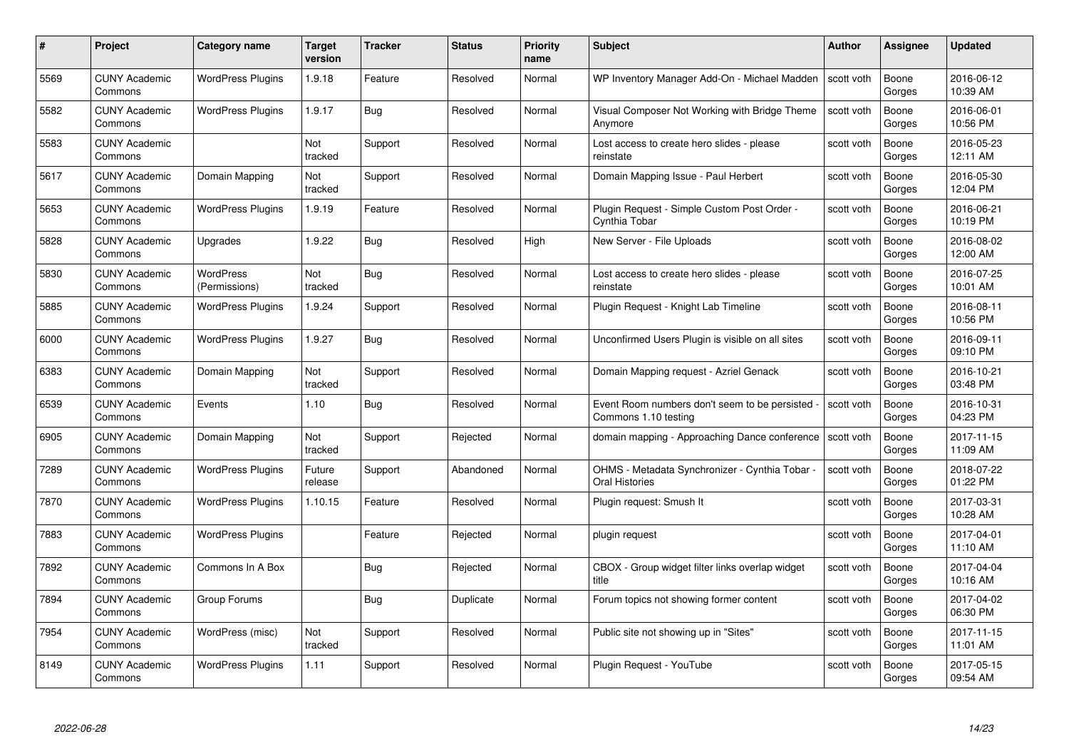| # | Project | Category name | Target version | Tracker | Status | Priority name | Subject | Author | Assignee | Updated |
|---|---|---|---|---|---|---|---|---|---|---|
| 5569 | CUNY Academic Commons | WordPress Plugins | 1.9.18 | Feature | Resolved | Normal | WP Inventory Manager Add-On - Michael Madden | scott voth | Boone Gorges | 2016-06-12 10:39 AM |
| 5582 | CUNY Academic Commons | WordPress Plugins | 1.9.17 | Bug | Resolved | Normal | Visual Composer Not Working with Bridge Theme Anymore | scott voth | Boone Gorges | 2016-06-01 10:56 PM |
| 5583 | CUNY Academic Commons | | Not tracked | Support | Resolved | Normal | Lost access to create hero slides - please reinstate | scott voth | Boone Gorges | 2016-05-23 12:11 AM |
| 5617 | CUNY Academic Commons | Domain Mapping | Not tracked | Support | Resolved | Normal | Domain Mapping Issue - Paul Herbert | scott voth | Boone Gorges | 2016-05-30 12:04 PM |
| 5653 | CUNY Academic Commons | WordPress Plugins | 1.9.19 | Feature | Resolved | Normal | Plugin Request - Simple Custom Post Order - Cynthia Tobar | scott voth | Boone Gorges | 2016-06-21 10:19 PM |
| 5828 | CUNY Academic Commons | Upgrades | 1.9.22 | Bug | Resolved | High | New Server - File Uploads | scott voth | Boone Gorges | 2016-08-02 12:00 AM |
| 5830 | CUNY Academic Commons | WordPress (Permissions) | Not tracked | Bug | Resolved | Normal | Lost access to create hero slides - please reinstate | scott voth | Boone Gorges | 2016-07-25 10:01 AM |
| 5885 | CUNY Academic Commons | WordPress Plugins | 1.9.24 | Support | Resolved | Normal | Plugin Request - Knight Lab Timeline | scott voth | Boone Gorges | 2016-08-11 10:56 PM |
| 6000 | CUNY Academic Commons | WordPress Plugins | 1.9.27 | Bug | Resolved | Normal | Unconfirmed Users Plugin is visible on all sites | scott voth | Boone Gorges | 2016-09-11 09:10 PM |
| 6383 | CUNY Academic Commons | Domain Mapping | Not tracked | Support | Resolved | Normal | Domain Mapping request - Azriel Genack | scott voth | Boone Gorges | 2016-10-21 03:48 PM |
| 6539 | CUNY Academic Commons | Events | 1.10 | Bug | Resolved | Normal | Event Room numbers don't seem to be persisted - Commons 1.10 testing | scott voth | Boone Gorges | 2016-10-31 04:23 PM |
| 6905 | CUNY Academic Commons | Domain Mapping | Not tracked | Support | Rejected | Normal | domain mapping - Approaching Dance conference | scott voth | Boone Gorges | 2017-11-15 11:09 AM |
| 7289 | CUNY Academic Commons | WordPress Plugins | Future release | Support | Abandoned | Normal | OHMS - Metadata Synchronizer - Cynthia Tobar - Oral Histories | scott voth | Boone Gorges | 2018-07-22 01:22 PM |
| 7870 | CUNY Academic Commons | WordPress Plugins | 1.10.15 | Feature | Resolved | Normal | Plugin request: Smush It | scott voth | Boone Gorges | 2017-03-31 10:28 AM |
| 7883 | CUNY Academic Commons | WordPress Plugins | | Feature | Rejected | Normal | plugin request | scott voth | Boone Gorges | 2017-04-01 11:10 AM |
| 7892 | CUNY Academic Commons | Commons In A Box | | Bug | Rejected | Normal | CBOX - Group widget filter links overlap widget title | scott voth | Boone Gorges | 2017-04-04 10:16 AM |
| 7894 | CUNY Academic Commons | Group Forums | | Bug | Duplicate | Normal | Forum topics not showing former content | scott voth | Boone Gorges | 2017-04-02 06:30 PM |
| 7954 | CUNY Academic Commons | WordPress (misc) | Not tracked | Support | Resolved | Normal | Public site not showing up in "Sites" | scott voth | Boone Gorges | 2017-11-15 11:01 AM |
| 8149 | CUNY Academic Commons | WordPress Plugins | 1.11 | Support | Resolved | Normal | Plugin Request - YouTube | scott voth | Boone Gorges | 2017-05-15 09:54 AM |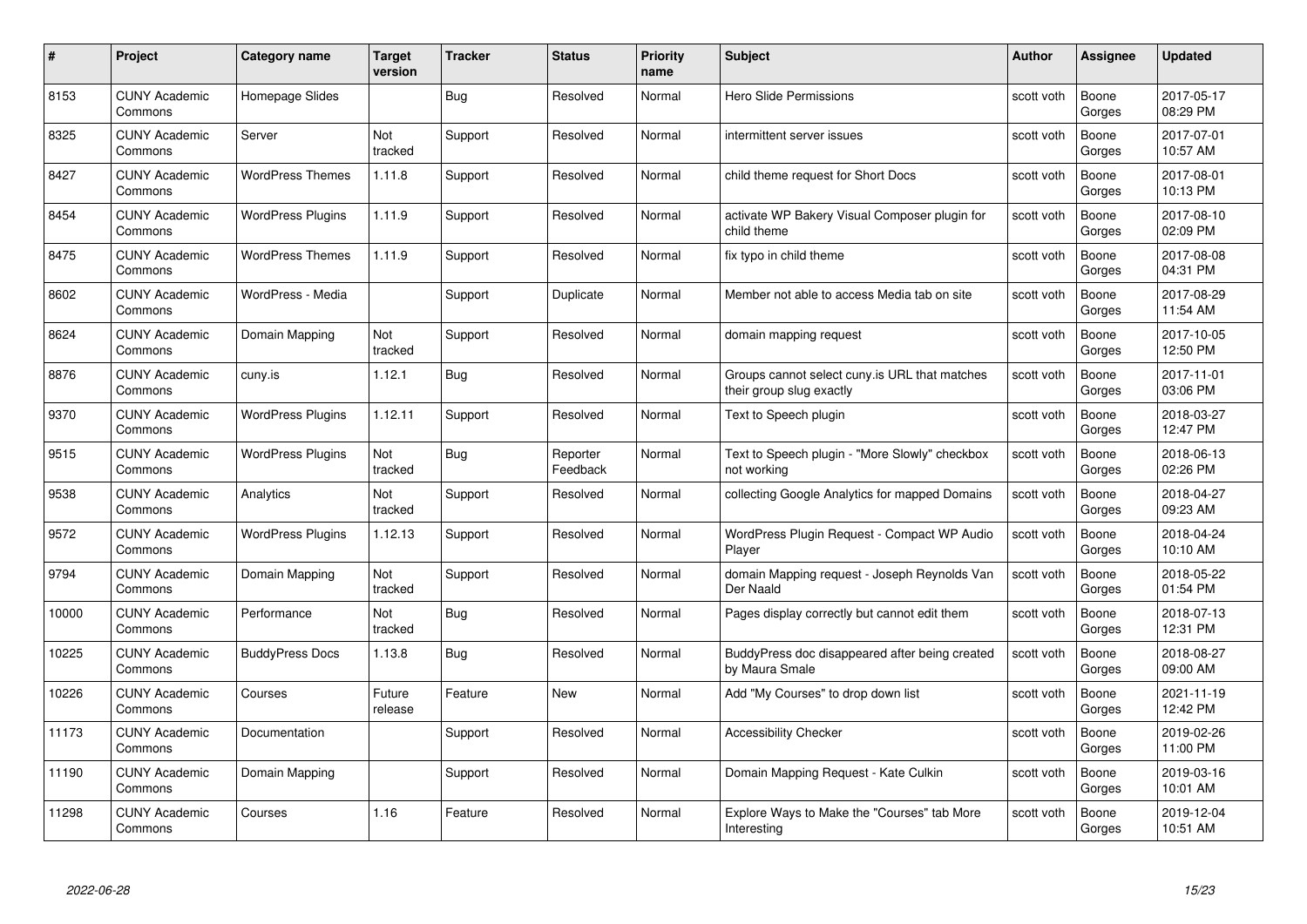| # | Project | Category name | Target version | Tracker | Status | Priority name | Subject | Author | Assignee | Updated |
|---|---|---|---|---|---|---|---|---|---|---|
| 8153 | CUNY Academic Commons | Homepage Slides | | Bug | Resolved | Normal | Hero Slide Permissions | scott voth | Boone Gorges | 2017-05-17 08:29 PM |
| 8325 | CUNY Academic Commons | Server | Not tracked | Support | Resolved | Normal | intermittent server issues | scott voth | Boone Gorges | 2017-07-01 10:57 AM |
| 8427 | CUNY Academic Commons | WordPress Themes | 1.11.8 | Support | Resolved | Normal | child theme request for Short Docs | scott voth | Boone Gorges | 2017-08-01 10:13 PM |
| 8454 | CUNY Academic Commons | WordPress Plugins | 1.11.9 | Support | Resolved | Normal | activate WP Bakery Visual Composer plugin for child theme | scott voth | Boone Gorges | 2017-08-10 02:09 PM |
| 8475 | CUNY Academic Commons | WordPress Themes | 1.11.9 | Support | Resolved | Normal | fix typo in child theme | scott voth | Boone Gorges | 2017-08-08 04:31 PM |
| 8602 | CUNY Academic Commons | WordPress - Media | | Support | Duplicate | Normal | Member not able to access Media tab on site | scott voth | Boone Gorges | 2017-08-29 11:54 AM |
| 8624 | CUNY Academic Commons | Domain Mapping | Not tracked | Support | Resolved | Normal | domain mapping request | scott voth | Boone Gorges | 2017-10-05 12:50 PM |
| 8876 | CUNY Academic Commons | cuny.is | 1.12.1 | Bug | Resolved | Normal | Groups cannot select cuny.is URL that matches their group slug exactly | scott voth | Boone Gorges | 2017-11-01 03:06 PM |
| 9370 | CUNY Academic Commons | WordPress Plugins | 1.12.11 | Support | Resolved | Normal | Text to Speech plugin | scott voth | Boone Gorges | 2018-03-27 12:47 PM |
| 9515 | CUNY Academic Commons | WordPress Plugins | Not tracked | Bug | Reporter Feedback | Normal | Text to Speech plugin - "More Slowly" checkbox not working | scott voth | Boone Gorges | 2018-06-13 02:26 PM |
| 9538 | CUNY Academic Commons | Analytics | Not tracked | Support | Resolved | Normal | collecting Google Analytics for mapped Domains | scott voth | Boone Gorges | 2018-04-27 09:23 AM |
| 9572 | CUNY Academic Commons | WordPress Plugins | 1.12.13 | Support | Resolved | Normal | WordPress Plugin Request - Compact WP Audio Player | scott voth | Boone Gorges | 2018-04-24 10:10 AM |
| 9794 | CUNY Academic Commons | Domain Mapping | Not tracked | Support | Resolved | Normal | domain Mapping request - Joseph Reynolds Van Der Naald | scott voth | Boone Gorges | 2018-05-22 01:54 PM |
| 10000 | CUNY Academic Commons | Performance | Not tracked | Bug | Resolved | Normal | Pages display correctly but cannot edit them | scott voth | Boone Gorges | 2018-07-13 12:31 PM |
| 10225 | CUNY Academic Commons | BuddyPress Docs | 1.13.8 | Bug | Resolved | Normal | BuddyPress doc disappeared after being created by Maura Smale | scott voth | Boone Gorges | 2018-08-27 09:00 AM |
| 10226 | CUNY Academic Commons | Courses | Future release | Feature | New | Normal | Add "My Courses" to drop down list | scott voth | Boone Gorges | 2021-11-19 12:42 PM |
| 11173 | CUNY Academic Commons | Documentation | | Support | Resolved | Normal | Accessibility Checker | scott voth | Boone Gorges | 2019-02-26 11:00 PM |
| 11190 | CUNY Academic Commons | Domain Mapping | | Support | Resolved | Normal | Domain Mapping Request - Kate Culkin | scott voth | Boone Gorges | 2019-03-16 10:01 AM |
| 11298 | CUNY Academic Commons | Courses | 1.16 | Feature | Resolved | Normal | Explore Ways to Make the "Courses" tab More Interesting | scott voth | Boone Gorges | 2019-12-04 10:51 AM |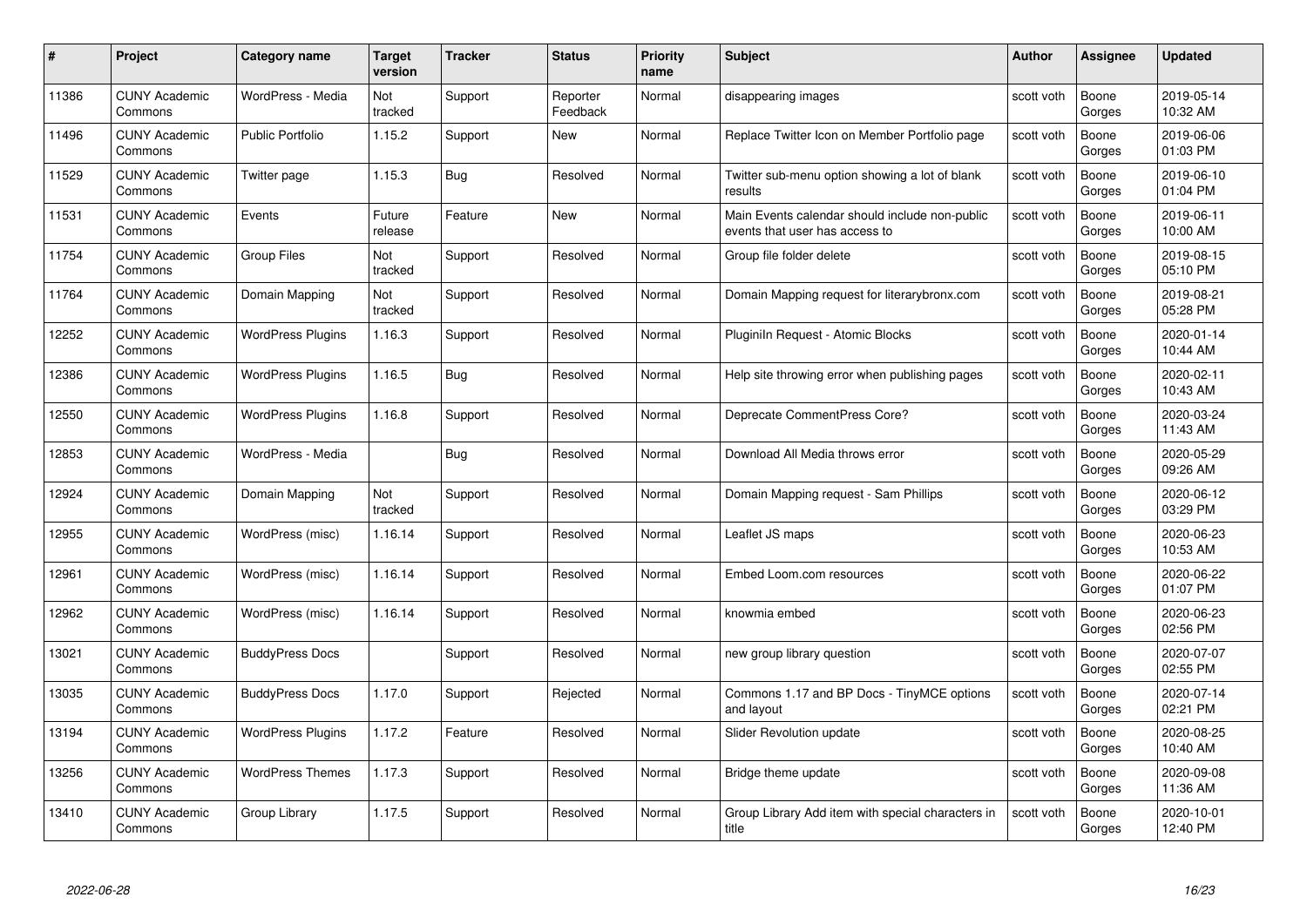| # | Project | Category name | Target version | Tracker | Status | Priority name | Subject | Author | Assignee | Updated |
|---|---|---|---|---|---|---|---|---|---|---|
| 11386 | CUNY Academic Commons | WordPress - Media | Not tracked | Support | Reporter Feedback | Normal | disappearing images | scott voth | Boone Gorges | 2019-05-14 10:32 AM |
| 11496 | CUNY Academic Commons | Public Portfolio | 1.15.2 | Support | New | Normal | Replace Twitter Icon on Member Portfolio page | scott voth | Boone Gorges | 2019-06-06 01:03 PM |
| 11529 | CUNY Academic Commons | Twitter page | 1.15.3 | Bug | Resolved | Normal | Twitter sub-menu option showing a lot of blank results | scott voth | Boone Gorges | 2019-06-10 01:04 PM |
| 11531 | CUNY Academic Commons | Events | Future release | Feature | New | Normal | Main Events calendar should include non-public events that user has access to | scott voth | Boone Gorges | 2019-06-11 10:00 AM |
| 11754 | CUNY Academic Commons | Group Files | Not tracked | Support | Resolved | Normal | Group file folder delete | scott voth | Boone Gorges | 2019-08-15 05:10 PM |
| 11764 | CUNY Academic Commons | Domain Mapping | Not tracked | Support | Resolved | Normal | Domain Mapping request for literarybronx.com | scott voth | Boone Gorges | 2019-08-21 05:28 PM |
| 12252 | CUNY Academic Commons | WordPress Plugins | 1.16.3 | Support | Resolved | Normal | Pluginiln Request - Atomic Blocks | scott voth | Boone Gorges | 2020-01-14 10:44 AM |
| 12386 | CUNY Academic Commons | WordPress Plugins | 1.16.5 | Bug | Resolved | Normal | Help site throwing error when publishing pages | scott voth | Boone Gorges | 2020-02-11 10:43 AM |
| 12550 | CUNY Academic Commons | WordPress Plugins | 1.16.8 | Support | Resolved | Normal | Deprecate CommentPress Core? | scott voth | Boone Gorges | 2020-03-24 11:43 AM |
| 12853 | CUNY Academic Commons | WordPress - Media | | Bug | Resolved | Normal | Download All Media throws error | scott voth | Boone Gorges | 2020-05-29 09:26 AM |
| 12924 | CUNY Academic Commons | Domain Mapping | Not tracked | Support | Resolved | Normal | Domain Mapping request - Sam Phillips | scott voth | Boone Gorges | 2020-06-12 03:29 PM |
| 12955 | CUNY Academic Commons | WordPress (misc) | 1.16.14 | Support | Resolved | Normal | Leaflet JS maps | scott voth | Boone Gorges | 2020-06-23 10:53 AM |
| 12961 | CUNY Academic Commons | WordPress (misc) | 1.16.14 | Support | Resolved | Normal | Embed Loom.com resources | scott voth | Boone Gorges | 2020-06-22 01:07 PM |
| 12962 | CUNY Academic Commons | WordPress (misc) | 1.16.14 | Support | Resolved | Normal | knowmia embed | scott voth | Boone Gorges | 2020-06-23 02:56 PM |
| 13021 | CUNY Academic Commons | BuddyPress Docs | | Support | Resolved | Normal | new group library question | scott voth | Boone Gorges | 2020-07-07 02:55 PM |
| 13035 | CUNY Academic Commons | BuddyPress Docs | 1.17.0 | Support | Rejected | Normal | Commons 1.17 and BP Docs - TinyMCE options and layout | scott voth | Boone Gorges | 2020-07-14 02:21 PM |
| 13194 | CUNY Academic Commons | WordPress Plugins | 1.17.2 | Feature | Resolved | Normal | Slider Revolution update | scott voth | Boone Gorges | 2020-08-25 10:40 AM |
| 13256 | CUNY Academic Commons | WordPress Themes | 1.17.3 | Support | Resolved | Normal | Bridge theme update | scott voth | Boone Gorges | 2020-09-08 11:36 AM |
| 13410 | CUNY Academic Commons | Group Library | 1.17.5 | Support | Resolved | Normal | Group Library Add item with special characters in title | scott voth | Boone Gorges | 2020-10-01 12:40 PM |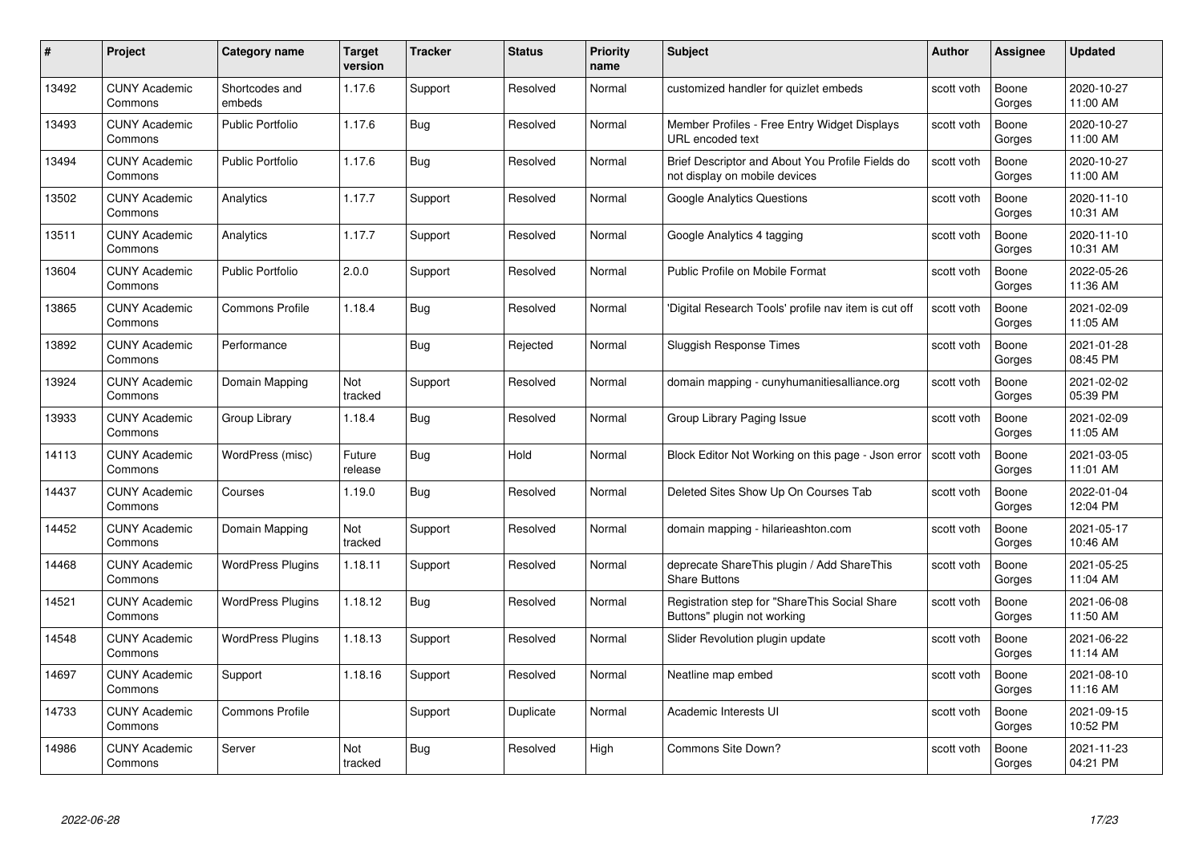| # | Project | Category name | Target version | Tracker | Status | Priority name | Subject | Author | Assignee | Updated |
|---|---|---|---|---|---|---|---|---|---|---|
| 13492 | CUNY Academic Commons | Shortcodes and embeds | 1.17.6 | Support | Resolved | Normal | customized handler for quizlet embeds | scott voth | Boone Gorges | 2020-10-27 11:00 AM |
| 13493 | CUNY Academic Commons | Public Portfolio | 1.17.6 | Bug | Resolved | Normal | Member Profiles - Free Entry Widget Displays URL encoded text | scott voth | Boone Gorges | 2020-10-27 11:00 AM |
| 13494 | CUNY Academic Commons | Public Portfolio | 1.17.6 | Bug | Resolved | Normal | Brief Descriptor and About You Profile Fields do not display on mobile devices | scott voth | Boone Gorges | 2020-10-27 11:00 AM |
| 13502 | CUNY Academic Commons | Analytics | 1.17.7 | Support | Resolved | Normal | Google Analytics Questions | scott voth | Boone Gorges | 2020-11-10 10:31 AM |
| 13511 | CUNY Academic Commons | Analytics | 1.17.7 | Support | Resolved | Normal | Google Analytics 4 tagging | scott voth | Boone Gorges | 2020-11-10 10:31 AM |
| 13604 | CUNY Academic Commons | Public Portfolio | 2.0.0 | Support | Resolved | Normal | Public Profile on Mobile Format | scott voth | Boone Gorges | 2022-05-26 11:36 AM |
| 13865 | CUNY Academic Commons | Commons Profile | 1.18.4 | Bug | Resolved | Normal | 'Digital Research Tools' profile nav item is cut off | scott voth | Boone Gorges | 2021-02-09 11:05 AM |
| 13892 | CUNY Academic Commons | Performance | | Bug | Rejected | Normal | Sluggish Response Times | scott voth | Boone Gorges | 2021-01-28 08:45 PM |
| 13924 | CUNY Academic Commons | Domain Mapping | Not tracked | Support | Resolved | Normal | domain mapping - cunyhumanitiesalliance.org | scott voth | Boone Gorges | 2021-02-02 05:39 PM |
| 13933 | CUNY Academic Commons | Group Library | 1.18.4 | Bug | Resolved | Normal | Group Library Paging Issue | scott voth | Boone Gorges | 2021-02-09 11:05 AM |
| 14113 | CUNY Academic Commons | WordPress (misc) | Future release | Bug | Hold | Normal | Block Editor Not Working on this page - Json error | scott voth | Boone Gorges | 2021-03-05 11:01 AM |
| 14437 | CUNY Academic Commons | Courses | 1.19.0 | Bug | Resolved | Normal | Deleted Sites Show Up On Courses Tab | scott voth | Boone Gorges | 2022-01-04 12:04 PM |
| 14452 | CUNY Academic Commons | Domain Mapping | Not tracked | Support | Resolved | Normal | domain mapping - hilarieashton.com | scott voth | Boone Gorges | 2021-05-17 10:46 AM |
| 14468 | CUNY Academic Commons | WordPress Plugins | 1.18.11 | Support | Resolved | Normal | deprecate ShareThis plugin / Add ShareThis Share Buttons | scott voth | Boone Gorges | 2021-05-25 11:04 AM |
| 14521 | CUNY Academic Commons | WordPress Plugins | 1.18.12 | Bug | Resolved | Normal | Registration step for "ShareThis Social Share Buttons" plugin not working | scott voth | Boone Gorges | 2021-06-08 11:50 AM |
| 14548 | CUNY Academic Commons | WordPress Plugins | 1.18.13 | Support | Resolved | Normal | Slider Revolution plugin update | scott voth | Boone Gorges | 2021-06-22 11:14 AM |
| 14697 | CUNY Academic Commons | Support | 1.18.16 | Support | Resolved | Normal | Neatline map embed | scott voth | Boone Gorges | 2021-08-10 11:16 AM |
| 14733 | CUNY Academic Commons | Commons Profile | | Support | Duplicate | Normal | Academic Interests UI | scott voth | Boone Gorges | 2021-09-15 10:52 PM |
| 14986 | CUNY Academic Commons | Server | Not tracked | Bug | Resolved | High | Commons Site Down? | scott voth | Boone Gorges | 2021-11-23 04:21 PM |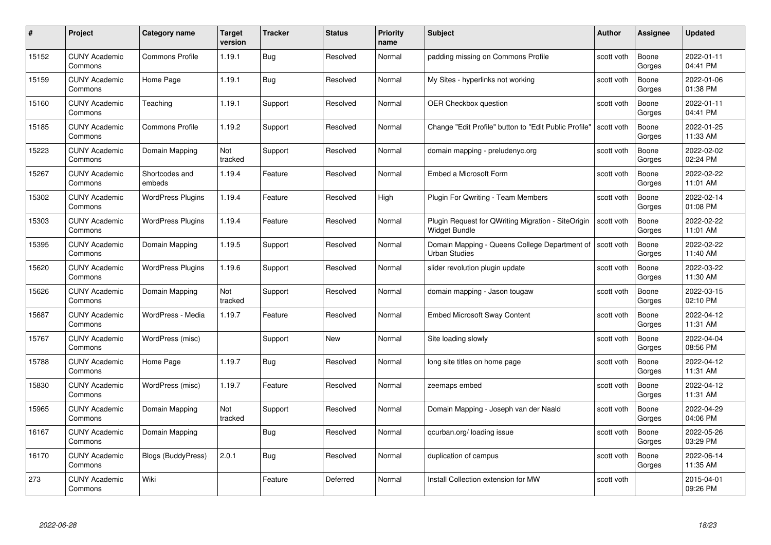| # | Project | Category name | Target version | Tracker | Status | Priority name | Subject | Author | Assignee | Updated |
|---|---|---|---|---|---|---|---|---|---|---|
| 15152 | CUNY Academic Commons | Commons Profile | 1.19.1 | Bug | Resolved | Normal | padding missing on Commons Profile | scott voth | Boone Gorges | 2022-01-11 04:41 PM |
| 15159 | CUNY Academic Commons | Home Page | 1.19.1 | Bug | Resolved | Normal | My Sites - hyperlinks not working | scott voth | Boone Gorges | 2022-01-06 01:38 PM |
| 15160 | CUNY Academic Commons | Teaching | 1.19.1 | Support | Resolved | Normal | OER Checkbox question | scott voth | Boone Gorges | 2022-01-11 04:41 PM |
| 15185 | CUNY Academic Commons | Commons Profile | 1.19.2 | Support | Resolved | Normal | Change "Edit Profile" button to "Edit Public Profile" | scott voth | Boone Gorges | 2022-01-25 11:33 AM |
| 15223 | CUNY Academic Commons | Domain Mapping | Not tracked | Support | Resolved | Normal | domain mapping - preludenyc.org | scott voth | Boone Gorges | 2022-02-02 02:24 PM |
| 15267 | CUNY Academic Commons | Shortcodes and embeds | 1.19.4 | Feature | Resolved | Normal | Embed a Microsoft Form | scott voth | Boone Gorges | 2022-02-22 11:01 AM |
| 15302 | CUNY Academic Commons | WordPress Plugins | 1.19.4 | Feature | Resolved | High | Plugin For Qwriting - Team Members | scott voth | Boone Gorges | 2022-02-14 01:08 PM |
| 15303 | CUNY Academic Commons | WordPress Plugins | 1.19.4 | Feature | Resolved | Normal | Plugin Request for QWriting Migration - SiteOrigin Widget Bundle | scott voth | Boone Gorges | 2022-02-22 11:01 AM |
| 15395 | CUNY Academic Commons | Domain Mapping | 1.19.5 | Support | Resolved | Normal | Domain Mapping - Queens College Department of Urban Studies | scott voth | Boone Gorges | 2022-02-22 11:40 AM |
| 15620 | CUNY Academic Commons | WordPress Plugins | 1.19.6 | Support | Resolved | Normal | slider revolution plugin update | scott voth | Boone Gorges | 2022-03-22 11:30 AM |
| 15626 | CUNY Academic Commons | Domain Mapping | Not tracked | Support | Resolved | Normal | domain mapping - Jason tougaw | scott voth | Boone Gorges | 2022-03-15 02:10 PM |
| 15687 | CUNY Academic Commons | WordPress - Media | 1.19.7 | Feature | Resolved | Normal | Embed Microsoft Sway Content | scott voth | Boone Gorges | 2022-04-12 11:31 AM |
| 15767 | CUNY Academic Commons | WordPress (misc) | | Support | New | Normal | Site loading slowly | scott voth | Boone Gorges | 2022-04-04 08:56 PM |
| 15788 | CUNY Academic Commons | Home Page | 1.19.7 | Bug | Resolved | Normal | long site titles on home page | scott voth | Boone Gorges | 2022-04-12 11:31 AM |
| 15830 | CUNY Academic Commons | WordPress (misc) | 1.19.7 | Feature | Resolved | Normal | zeemaps embed | scott voth | Boone Gorges | 2022-04-12 11:31 AM |
| 15965 | CUNY Academic Commons | Domain Mapping | Not tracked | Support | Resolved | Normal | Domain Mapping - Joseph van der Naald | scott voth | Boone Gorges | 2022-04-29 04:06 PM |
| 16167 | CUNY Academic Commons | Domain Mapping | | Bug | Resolved | Normal | qcurban.org/ loading issue | scott voth | Boone Gorges | 2022-05-26 03:29 PM |
| 16170 | CUNY Academic Commons | Blogs (BuddyPress) | 2.0.1 | Bug | Resolved | Normal | duplication of campus | scott voth | Boone Gorges | 2022-06-14 11:35 AM |
| 273 | CUNY Academic Commons | Wiki | | Feature | Deferred | Normal | Install Collection extension for MW | scott voth | | 2015-04-01 09:26 PM |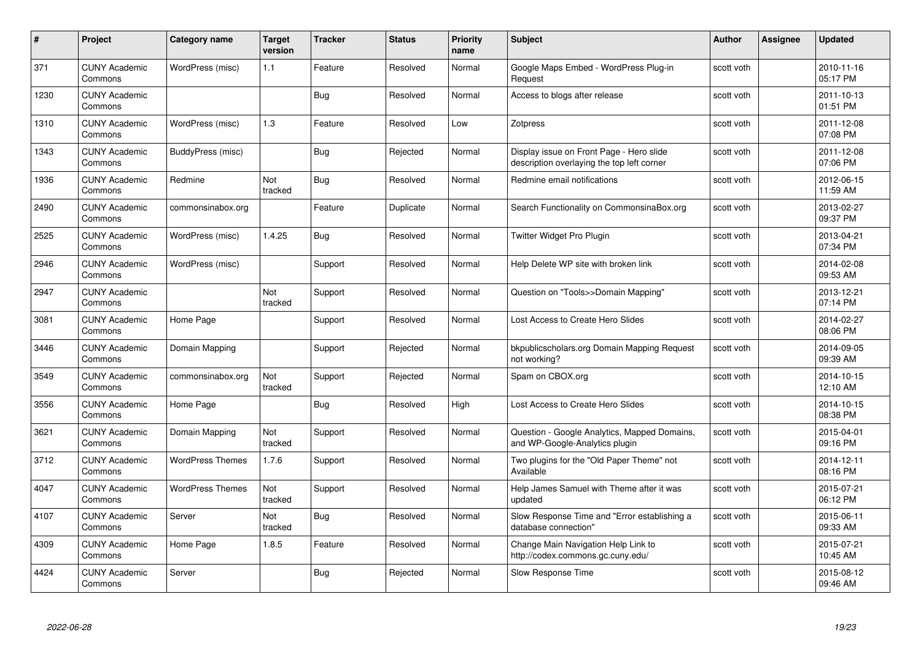| # | Project | Category name | Target version | Tracker | Status | Priority name | Subject | Author | Assignee | Updated |
|---|---|---|---|---|---|---|---|---|---|---|
| 371 | CUNY Academic Commons | WordPress (misc) | 1.1 | Feature | Resolved | Normal | Google Maps Embed - WordPress Plug-in Request | scott voth | | 2010-11-16 05:17 PM |
| 1230 | CUNY Academic Commons | | | Bug | Resolved | Normal | Access to blogs after release | scott voth | | 2011-10-13 01:51 PM |
| 1310 | CUNY Academic Commons | WordPress (misc) | 1.3 | Feature | Resolved | Low | Zotpress | scott voth | | 2011-12-08 07:08 PM |
| 1343 | CUNY Academic Commons | BuddyPress (misc) | | Bug | Rejected | Normal | Display issue on Front Page - Hero slide description overlaying the top left corner | scott voth | | 2011-12-08 07:06 PM |
| 1936 | CUNY Academic Commons | Redmine | Not tracked | Bug | Resolved | Normal | Redmine email notifications | scott voth | | 2012-06-15 11:59 AM |
| 2490 | CUNY Academic Commons | commonsinabox.org | | Feature | Duplicate | Normal | Search Functionality on CommonsinaBox.org | scott voth | | 2013-02-27 09:37 PM |
| 2525 | CUNY Academic Commons | WordPress (misc) | 1.4.25 | Bug | Resolved | Normal | Twitter Widget Pro Plugin | scott voth | | 2013-04-21 07:34 PM |
| 2946 | CUNY Academic Commons | WordPress (misc) | | Support | Resolved | Normal | Help Delete WP site with broken link | scott voth | | 2014-02-08 09:53 AM |
| 2947 | CUNY Academic Commons | | Not tracked | Support | Resolved | Normal | Question on "Tools>>Domain Mapping" | scott voth | | 2013-12-21 07:14 PM |
| 3081 | CUNY Academic Commons | Home Page | | Support | Resolved | Normal | Lost Access to Create Hero Slides | scott voth | | 2014-02-27 08:06 PM |
| 3446 | CUNY Academic Commons | Domain Mapping | | Support | Rejected | Normal | bkpublicscholars.org Domain Mapping Request not working? | scott voth | | 2014-09-05 09:39 AM |
| 3549 | CUNY Academic Commons | commonsinabox.org | Not tracked | Support | Rejected | Normal | Spam on CBOX.org | scott voth | | 2014-10-15 12:10 AM |
| 3556 | CUNY Academic Commons | Home Page | | Bug | Resolved | High | Lost Access to Create Hero Slides | scott voth | | 2014-10-15 08:38 PM |
| 3621 | CUNY Academic Commons | Domain Mapping | Not tracked | Support | Resolved | Normal | Question - Google Analytics, Mapped Domains, and WP-Google-Analytics plugin | scott voth | | 2015-04-01 09:16 PM |
| 3712 | CUNY Academic Commons | WordPress Themes | 1.7.6 | Support | Resolved | Normal | Two plugins for the "Old Paper Theme" not Available | scott voth | | 2014-12-11 08:16 PM |
| 4047 | CUNY Academic Commons | WordPress Themes | Not tracked | Support | Resolved | Normal | Help James Samuel with Theme after it was updated | scott voth | | 2015-07-21 06:12 PM |
| 4107 | CUNY Academic Commons | Server | Not tracked | Bug | Resolved | Normal | Slow Response Time and "Error establishing a database connection" | scott voth | | 2015-06-11 09:33 AM |
| 4309 | CUNY Academic Commons | Home Page | 1.8.5 | Feature | Resolved | Normal | Change Main Navigation Help Link to http://codex.commons.gc.cuny.edu/ | scott voth | | 2015-07-21 10:45 AM |
| 4424 | CUNY Academic Commons | Server | | Bug | Rejected | Normal | Slow Response Time | scott voth | | 2015-08-12 09:46 AM |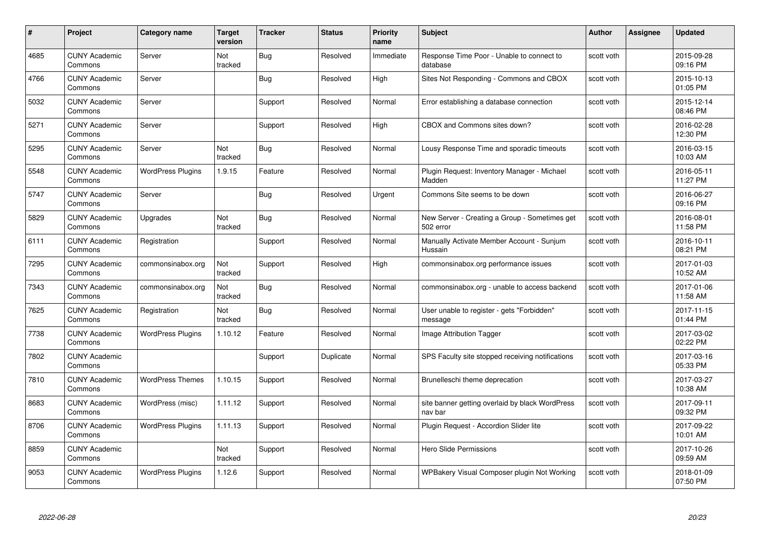| # | Project | Category name | Target version | Tracker | Status | Priority name | Subject | Author | Assignee | Updated |
|---|---|---|---|---|---|---|---|---|---|---|
| 4685 | CUNY Academic Commons | Server | Not tracked | Bug | Resolved | Immediate | Response Time Poor - Unable to connect to database | scott voth | | 2015-09-28 09:16 PM |
| 4766 | CUNY Academic Commons | Server | | Bug | Resolved | High | Sites Not Responding - Commons and CBOX | scott voth | | 2015-10-13 01:05 PM |
| 5032 | CUNY Academic Commons | Server | | Support | Resolved | Normal | Error establishing a database connection | scott voth | | 2015-12-14 08:46 PM |
| 5271 | CUNY Academic Commons | Server | | Support | Resolved | High | CBOX and Commons sites down? | scott voth | | 2016-02-28 12:30 PM |
| 5295 | CUNY Academic Commons | Server | Not tracked | Bug | Resolved | Normal | Lousy Response Time and sporadic timeouts | scott voth | | 2016-03-15 10:03 AM |
| 5548 | CUNY Academic Commons | WordPress Plugins | 1.9.15 | Feature | Resolved | Normal | Plugin Request: Inventory Manager - Michael Madden | scott voth | | 2016-05-11 11:27 PM |
| 5747 | CUNY Academic Commons | Server | | Bug | Resolved | Urgent | Commons Site seems to be down | scott voth | | 2016-06-27 09:16 PM |
| 5829 | CUNY Academic Commons | Upgrades | Not tracked | Bug | Resolved | Normal | New Server - Creating a Group - Sometimes get 502 error | scott voth | | 2016-08-01 11:58 PM |
| 6111 | CUNY Academic Commons | Registration | | Support | Resolved | Normal | Manually Activate Member Account - Sunjum Hussain | scott voth | | 2016-10-11 08:21 PM |
| 7295 | CUNY Academic Commons | commonsinabox.org | Not tracked | Support | Resolved | High | commonsinabox.org performance issues | scott voth | | 2017-01-03 10:52 AM |
| 7343 | CUNY Academic Commons | commonsinabox.org | Not tracked | Bug | Resolved | Normal | commonsinabox.org - unable to access backend | scott voth | | 2017-01-06 11:58 AM |
| 7625 | CUNY Academic Commons | Registration | Not tracked | Bug | Resolved | Normal | User unable to register - gets "Forbidden" message | scott voth | | 2017-11-15 01:44 PM |
| 7738 | CUNY Academic Commons | WordPress Plugins | 1.10.12 | Feature | Resolved | Normal | Image Attribution Tagger | scott voth | | 2017-03-02 02:22 PM |
| 7802 | CUNY Academic Commons | | | Support | Duplicate | Normal | SPS Faculty site stopped receiving notifications | scott voth | | 2017-03-16 05:33 PM |
| 7810 | CUNY Academic Commons | WordPress Themes | 1.10.15 | Support | Resolved | Normal | Brunelleschi theme deprecation | scott voth | | 2017-03-27 10:38 AM |
| 8683 | CUNY Academic Commons | WordPress (misc) | 1.11.12 | Support | Resolved | Normal | site banner getting overlaid by black WordPress nav bar | scott voth | | 2017-09-11 09:32 PM |
| 8706 | CUNY Academic Commons | WordPress Plugins | 1.11.13 | Support | Resolved | Normal | Plugin Request - Accordion Slider lite | scott voth | | 2017-09-22 10:01 AM |
| 8859 | CUNY Academic Commons | | Not tracked | Support | Resolved | Normal | Hero Slide Permissions | scott voth | | 2017-10-26 09:59 AM |
| 9053 | CUNY Academic Commons | WordPress Plugins | 1.12.6 | Support | Resolved | Normal | WPBakery Visual Composer plugin Not Working | scott voth | | 2018-01-09 07:50 PM |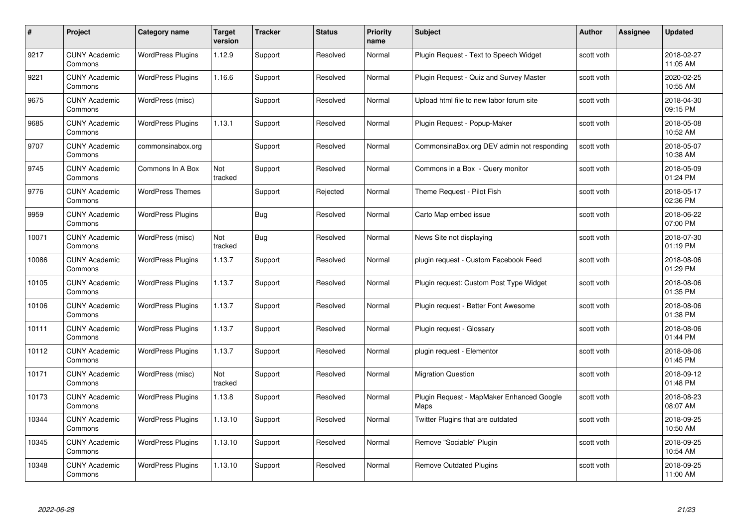| # | Project | Category name | Target version | Tracker | Status | Priority name | Subject | Author | Assignee | Updated |
|---|---|---|---|---|---|---|---|---|---|---|
| 9217 | CUNY Academic Commons | WordPress Plugins | 1.12.9 | Support | Resolved | Normal | Plugin Request - Text to Speech Widget | scott voth | | 2018-02-27 11:05 AM |
| 9221 | CUNY Academic Commons | WordPress Plugins | 1.16.6 | Support | Resolved | Normal | Plugin Request - Quiz and Survey Master | scott voth | | 2020-02-25 10:55 AM |
| 9675 | CUNY Academic Commons | WordPress (misc) | | Support | Resolved | Normal | Upload html file to new labor forum site | scott voth | | 2018-04-30 09:15 PM |
| 9685 | CUNY Academic Commons | WordPress Plugins | 1.13.1 | Support | Resolved | Normal | Plugin Request - Popup-Maker | scott voth | | 2018-05-08 10:52 AM |
| 9707 | CUNY Academic Commons | commonsinabox.org | | Support | Resolved | Normal | CommonsinaBox.org DEV admin not responding | scott voth | | 2018-05-07 10:38 AM |
| 9745 | CUNY Academic Commons | Commons In A Box | Not tracked | Support | Resolved | Normal | Commons in a Box - Query monitor | scott voth | | 2018-05-09 01:24 PM |
| 9776 | CUNY Academic Commons | WordPress Themes | | Support | Rejected | Normal | Theme Request - Pilot Fish | scott voth | | 2018-05-17 02:36 PM |
| 9959 | CUNY Academic Commons | WordPress Plugins | | Bug | Resolved | Normal | Carto Map embed issue | scott voth | | 2018-06-22 07:00 PM |
| 10071 | CUNY Academic Commons | WordPress (misc) | Not tracked | Bug | Resolved | Normal | News Site not displaying | scott voth | | 2018-07-30 01:19 PM |
| 10086 | CUNY Academic Commons | WordPress Plugins | 1.13.7 | Support | Resolved | Normal | plugin request - Custom Facebook Feed | scott voth | | 2018-08-06 01:29 PM |
| 10105 | CUNY Academic Commons | WordPress Plugins | 1.13.7 | Support | Resolved | Normal | Plugin request: Custom Post Type Widget | scott voth | | 2018-08-06 01:35 PM |
| 10106 | CUNY Academic Commons | WordPress Plugins | 1.13.7 | Support | Resolved | Normal | Plugin request - Better Font Awesome | scott voth | | 2018-08-06 01:38 PM |
| 10111 | CUNY Academic Commons | WordPress Plugins | 1.13.7 | Support | Resolved | Normal | Plugin request - Glossary | scott voth | | 2018-08-06 01:44 PM |
| 10112 | CUNY Academic Commons | WordPress Plugins | 1.13.7 | Support | Resolved | Normal | plugin request - Elementor | scott voth | | 2018-08-06 01:45 PM |
| 10171 | CUNY Academic Commons | WordPress (misc) | Not tracked | Support | Resolved | Normal | Migration Question | scott voth | | 2018-09-12 01:48 PM |
| 10173 | CUNY Academic Commons | WordPress Plugins | 1.13.8 | Support | Resolved | Normal | Plugin Request - MapMaker Enhanced Google Maps | scott voth | | 2018-08-23 08:07 AM |
| 10344 | CUNY Academic Commons | WordPress Plugins | 1.13.10 | Support | Resolved | Normal | Twitter Plugins that are outdated | scott voth | | 2018-09-25 10:50 AM |
| 10345 | CUNY Academic Commons | WordPress Plugins | 1.13.10 | Support | Resolved | Normal | Remove "Sociable" Plugin | scott voth | | 2018-09-25 10:54 AM |
| 10348 | CUNY Academic Commons | WordPress Plugins | 1.13.10 | Support | Resolved | Normal | Remove Outdated Plugins | scott voth | | 2018-09-25 11:00 AM |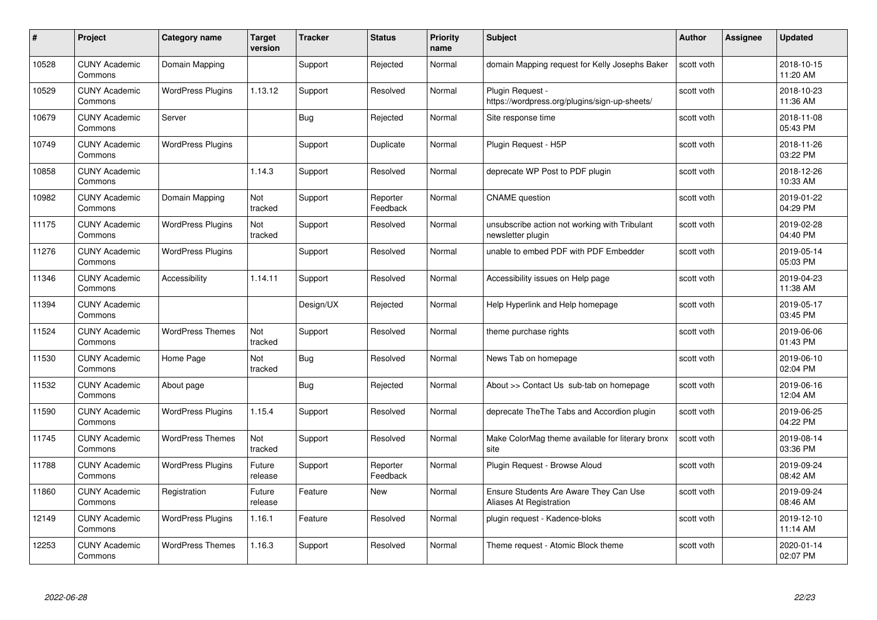| # | Project | Category name | Target version | Tracker | Status | Priority name | Subject | Author | Assignee | Updated |
|---|---|---|---|---|---|---|---|---|---|---|
| 10528 | CUNY Academic Commons | Domain Mapping | | Support | Rejected | Normal | domain Mapping request for Kelly Josephs Baker | scott voth | | 2018-10-15 11:20 AM |
| 10529 | CUNY Academic Commons | WordPress Plugins | 1.13.12 | Support | Resolved | Normal | Plugin Request - https://wordpress.org/plugins/sign-up-sheets/ | scott voth | | 2018-10-23 11:36 AM |
| 10679 | CUNY Academic Commons | Server | | Bug | Rejected | Normal | Site response time | scott voth | | 2018-11-08 05:43 PM |
| 10749 | CUNY Academic Commons | WordPress Plugins | | Support | Duplicate | Normal | Plugin Request - H5P | scott voth | | 2018-11-26 03:22 PM |
| 10858 | CUNY Academic Commons | | 1.14.3 | Support | Resolved | Normal | deprecate WP Post to PDF plugin | scott voth | | 2018-12-26 10:33 AM |
| 10982 | CUNY Academic Commons | Domain Mapping | Not tracked | Support | Reporter Feedback | Normal | CNAME question | scott voth | | 2019-01-22 04:29 PM |
| 11175 | CUNY Academic Commons | WordPress Plugins | Not tracked | Support | Resolved | Normal | unsubscribe action not working with Tribulant newsletter plugin | scott voth | | 2019-02-28 04:40 PM |
| 11276 | CUNY Academic Commons | WordPress Plugins | | Support | Resolved | Normal | unable to embed PDF with PDF Embedder | scott voth | | 2019-05-14 05:03 PM |
| 11346 | CUNY Academic Commons | Accessibility | 1.14.11 | Support | Resolved | Normal | Accessibility issues on Help page | scott voth | | 2019-04-23 11:38 AM |
| 11394 | CUNY Academic Commons | | | Design/UX | Rejected | Normal | Help Hyperlink and Help homepage | scott voth | | 2019-05-17 03:45 PM |
| 11524 | CUNY Academic Commons | WordPress Themes | Not tracked | Support | Resolved | Normal | theme purchase rights | scott voth | | 2019-06-06 01:43 PM |
| 11530 | CUNY Academic Commons | Home Page | Not tracked | Bug | Resolved | Normal | News Tab on homepage | scott voth | | 2019-06-10 02:04 PM |
| 11532 | CUNY Academic Commons | About page | | Bug | Rejected | Normal | About >> Contact Us sub-tab on homepage | scott voth | | 2019-06-16 12:04 AM |
| 11590 | CUNY Academic Commons | WordPress Plugins | 1.15.4 | Support | Resolved | Normal | deprecate TheThe Tabs and Accordion plugin | scott voth | | 2019-06-25 04:22 PM |
| 11745 | CUNY Academic Commons | WordPress Themes | Not tracked | Support | Resolved | Normal | Make ColorMag theme available for literary bronx site | scott voth | | 2019-08-14 03:36 PM |
| 11788 | CUNY Academic Commons | WordPress Plugins | Future release | Support | Reporter Feedback | Normal | Plugin Request - Browse Aloud | scott voth | | 2019-09-24 08:42 AM |
| 11860 | CUNY Academic Commons | Registration | Future release | Feature | New | Normal | Ensure Students Are Aware They Can Use Aliases At Registration | scott voth | | 2019-09-24 08:46 AM |
| 12149 | CUNY Academic Commons | WordPress Plugins | 1.16.1 | Feature | Resolved | Normal | plugin request - Kadence-bloks | scott voth | | 2019-12-10 11:14 AM |
| 12253 | CUNY Academic Commons | WordPress Themes | 1.16.3 | Support | Resolved | Normal | Theme request - Atomic Block theme | scott voth | | 2020-01-14 02:07 PM |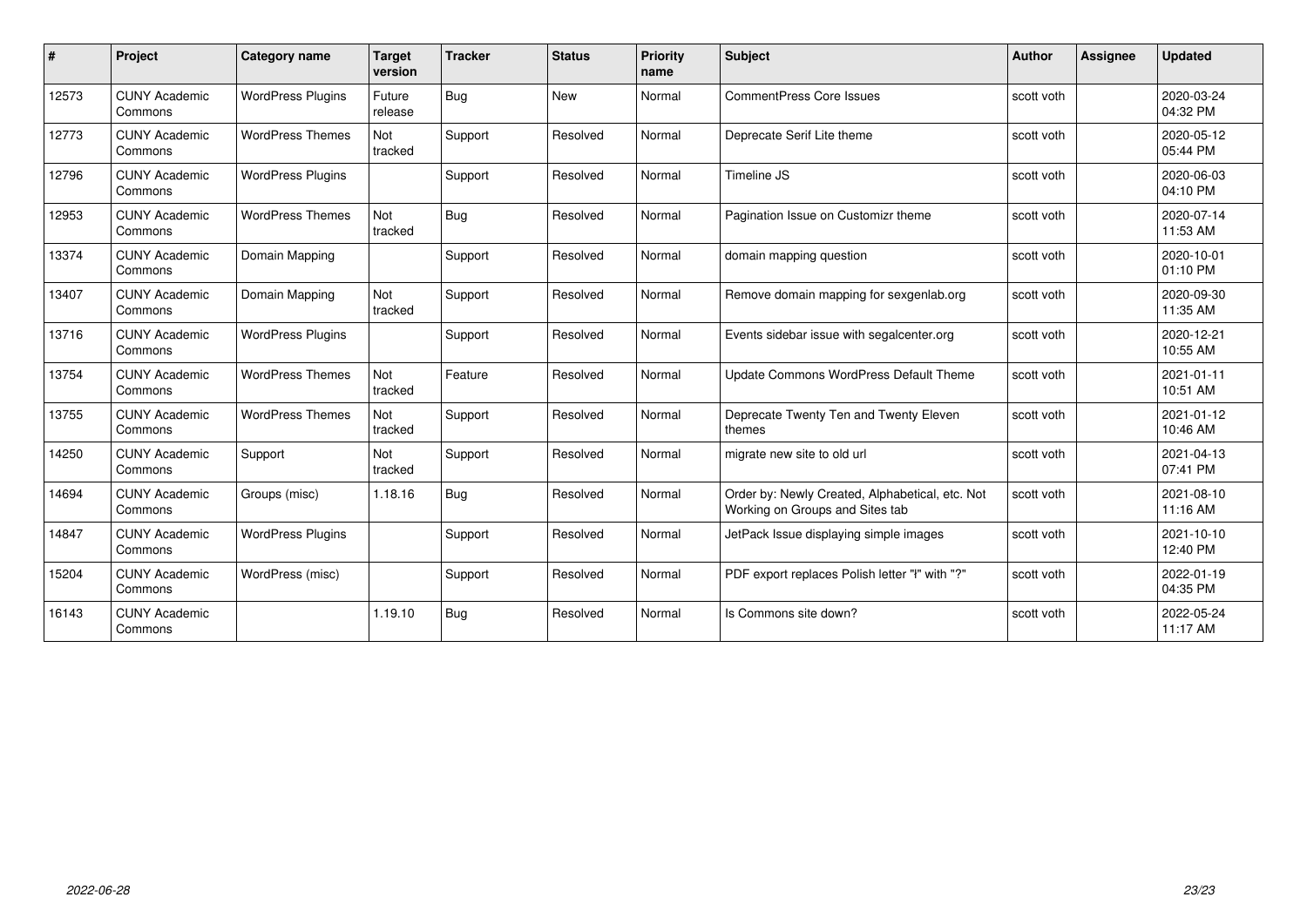| # | Project | Category name | Target version | Tracker | Status | Priority name | Subject | Author | Assignee | Updated |
|---|---|---|---|---|---|---|---|---|---|---|
| 12573 | CUNY Academic Commons | WordPress Plugins | Future release | Bug | New | Normal | CommentPress Core Issues | scott voth | | 2020-03-24 04:32 PM |
| 12773 | CUNY Academic Commons | WordPress Themes | Not tracked | Support | Resolved | Normal | Deprecate Serif Lite theme | scott voth | | 2020-05-12 05:44 PM |
| 12796 | CUNY Academic Commons | WordPress Plugins | | Support | Resolved | Normal | Timeline JS | scott voth | | 2020-06-03 04:10 PM |
| 12953 | CUNY Academic Commons | WordPress Themes | Not tracked | Bug | Resolved | Normal | Pagination Issue on Customizr theme | scott voth | | 2020-07-14 11:53 AM |
| 13374 | CUNY Academic Commons | Domain Mapping | | Support | Resolved | Normal | domain mapping question | scott voth | | 2020-10-01 01:10 PM |
| 13407 | CUNY Academic Commons | Domain Mapping | Not tracked | Support | Resolved | Normal | Remove domain mapping for sexgenlab.org | scott voth | | 2020-09-30 11:35 AM |
| 13716 | CUNY Academic Commons | WordPress Plugins | | Support | Resolved | Normal | Events sidebar issue with segalcenter.org | scott voth | | 2020-12-21 10:55 AM |
| 13754 | CUNY Academic Commons | WordPress Themes | Not tracked | Feature | Resolved | Normal | Update Commons WordPress Default Theme | scott voth | | 2021-01-11 10:51 AM |
| 13755 | CUNY Academic Commons | WordPress Themes | Not tracked | Support | Resolved | Normal | Deprecate Twenty Ten and Twenty Eleven themes | scott voth | | 2021-01-12 10:46 AM |
| 14250 | CUNY Academic Commons | Support | Not tracked | Support | Resolved | Normal | migrate new site to old url | scott voth | | 2021-04-13 07:41 PM |
| 14694 | CUNY Academic Commons | Groups (misc) | 1.18.16 | Bug | Resolved | Normal | Order by: Newly Created, Alphabetical, etc. Not Working on Groups and Sites tab | scott voth | | 2021-08-10 11:16 AM |
| 14847 | CUNY Academic Commons | WordPress Plugins | | Support | Resolved | Normal | JetPack Issue displaying simple images | scott voth | | 2021-10-10 12:40 PM |
| 15204 | CUNY Academic Commons | WordPress (misc) | | Support | Resolved | Normal | PDF export replaces Polish letter "ł" with "?" | scott voth | | 2022-01-19 04:35 PM |
| 16143 | CUNY Academic Commons | | 1.19.10 | Bug | Resolved | Normal | Is Commons site down? | scott voth | | 2022-05-24 11:17 AM |